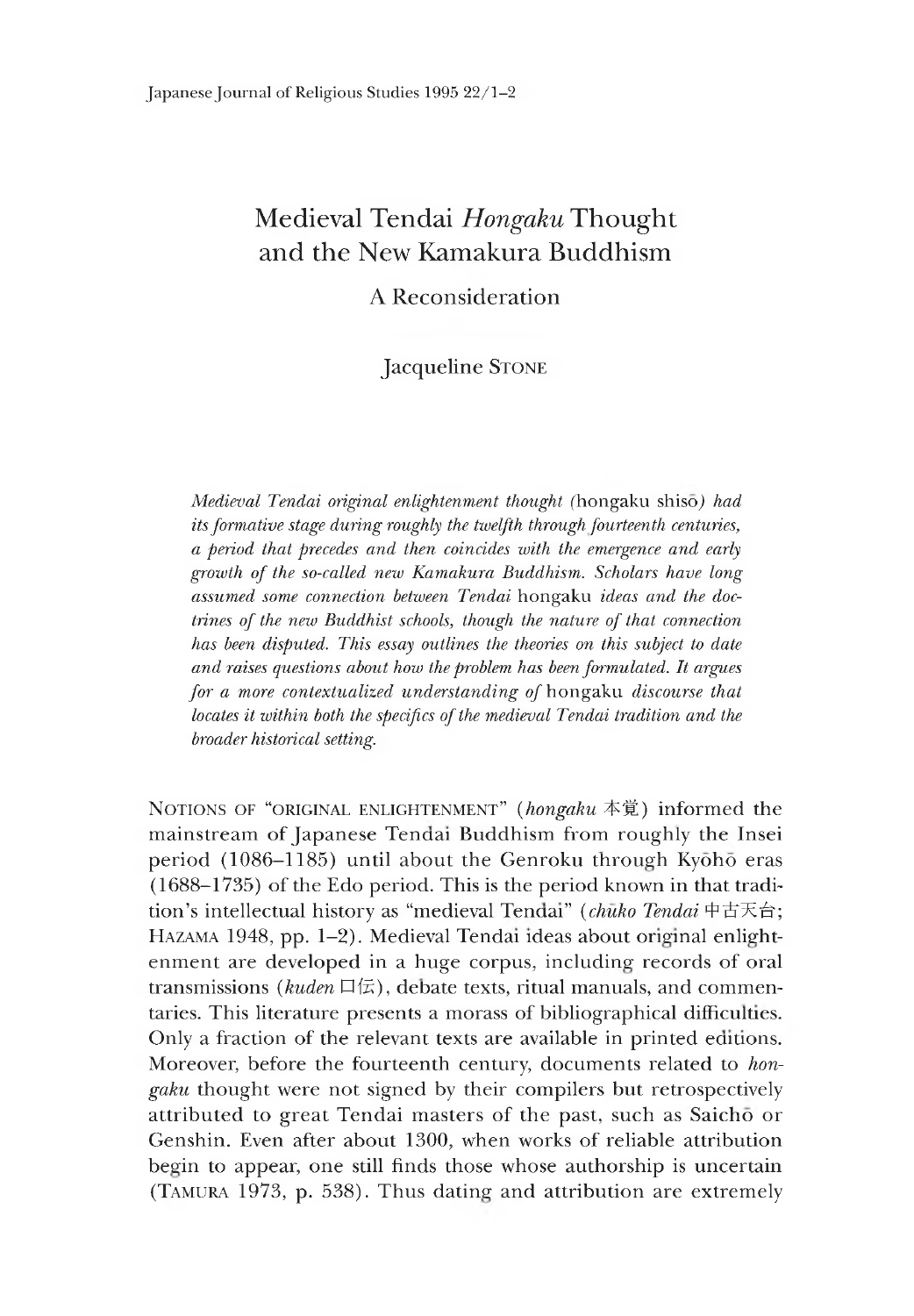# Medieval Tendai *Hongaku* Thought and the New Kamakura Buddhism

## A Reconsideration

Jacqueline STONE

*Medieval Tendai original enlightenment thought (*hongaku shisō*) had its formative stage during roughly the twelfth through fourteenth centuries, a period that precedes and then coincides with the emergence and early growth of the so-called new Kamakura Buddhism. Scholars have long assumed some connection between Tendai* hongaku *ideas and the doctrines of the new Buddhist schools, though the nature of that connection has been disputed. This essay outlines the theories on this subject to date and raises questions about how the problem has been formulated. It argues for a more contextualized understanding of* hongaku *discourse that locates it within both the specifics of the medieval Tendai tradition and the broader historical setting.*

NOTIONS OF "ORIGINAL ENLIGHTENMENT" (*hongaku* 本覚) informed the mainstream of Japanese Tendai Buddhism from roughly the Insei period (1086–1185) until about the Genroku through Kyōhō eras (1688–1735) of the Edo period. This is the period known in that tradition's intellectual history as "medieval Tendai" (*chūko Tendai* 中古天台; HAZAMA 1948, pp. 1–2). Medieval Tendai ideas about original enlightenment are developed in a huge corpus, including records of oral transmissions (*kuden* 口伝), debate texts, ritual manuals, and commentaries. This literature presents a morass of bibliographical difficulties. Only a fraction of the relevant texts are available in printed editions. Moreover, before the fourteenth century, documents related to *hongaku* thought were not signed by their compilers but retrospectively attributed to great Tendai masters of the past, such as Saichō or Genshin. Even after about 1300, when works of reliable attribution begin to appear, one still finds those whose authorship is uncertain (TAMURA 1973, p. 538). Thus dating and attribution are extremely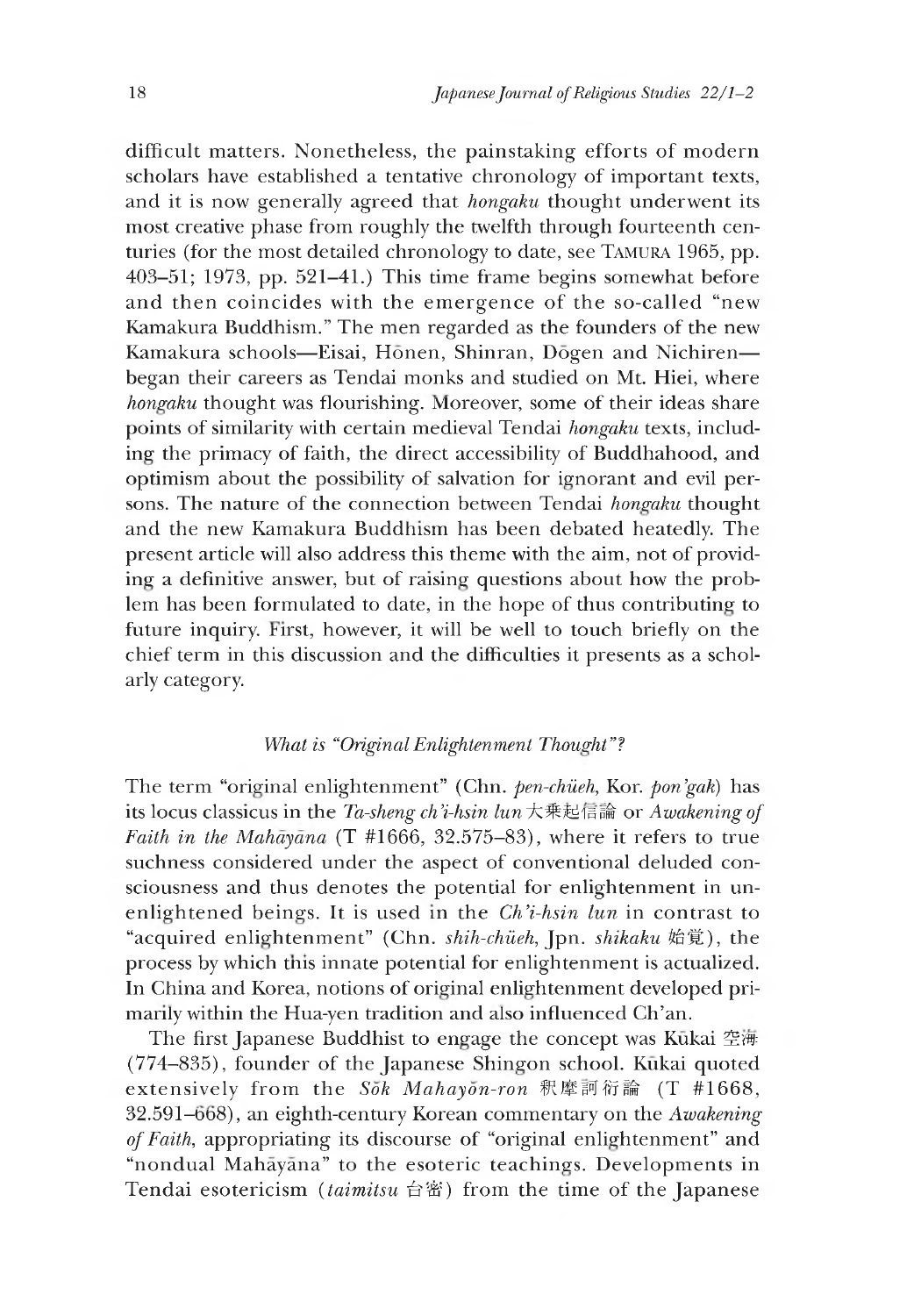difficult matters. Nonetheless, the painstaking efforts of modern scholars have established a tentative chronology of important texts, and it is now generally agreed that *hongaku* thought underwent its most creative phase from roughly the twelfth through fourteenth centuries (for the most detailed chronology to date, see TAMURA 1965, pp. 403–51; 1973, pp. 521–41.) This time frame begins somewhat before and then coincides with the emergence of the so-called "new Kamakura Buddhism." The men regarded as the founders of the new Kamakura schools—Eisai, Hōnen, Shinran, Dōgen and Nichiren—began their careers as Tendai monks and studied on Mt. Hiei, where *hongaku* thought was flourishing. Moreover, some of their ideas share points of similarity with certain medieval Tendai *hongaku* texts, including the primacy of faith, the direct accessibility of Buddhahood, and optimism about the possibility of salvation for ignorant and evil persons. The nature of the connection between Tendai *hongaku* thought and the new Kamakura Buddhism has been debated heatedly. The present article will also address this theme with the aim, not of providing a definitive answer, but of raising questions about how the problem has been formulated to date, in the hope of thus contributing to future inquiry. First, however, it will be well to touch briefly on the chief term in this discussion and the difficulties it presents as a scholarly category.

## *What is "Original Enlightenment Thought"?*

The term "original enlightenment" (Chn. *pen-chüeh*, Kor. *pon'gak*) has its locus classicus in the *Ta-sheng ch'i-hsin lun* 大乘起信論 or *Awakening of Faith in the Mahāyāna* (T #1666, 32.575–83), where it refers to true suchness considered under the aspect of conventional deluded consciousness and thus denotes the potential for enlightenment in unenlightened beings. It is used in the *Ch'i-hsin lun* in contrast to "acquired enlightenment" (Chn. *shih-chüeh*, Jpn. *shikaku* 始覚), the process by which this innate potential for enlightenment is actualized. In China and Korea, notions of original enlightenment developed primarily within the Hua-yen tradition and also influenced Ch'an.

The first Japanese Buddhist to engage the concept was Kūkai 空海 (774–835), founder of the Japanese Shingon school. Kūkai quoted extensively from the *Sŏk Mahayŏn-ron* 釈摩訶衍論 (T #1668, 32.591–668), an eighth-century Korean commentary on the *Awakening of Faith*, appropriating its discourse of "original enlightenment" and "nondual Mahāyāna" to the esoteric teachings. Developments in Tendai esotericism (*taimitsu* 台密) from the time of the Japanese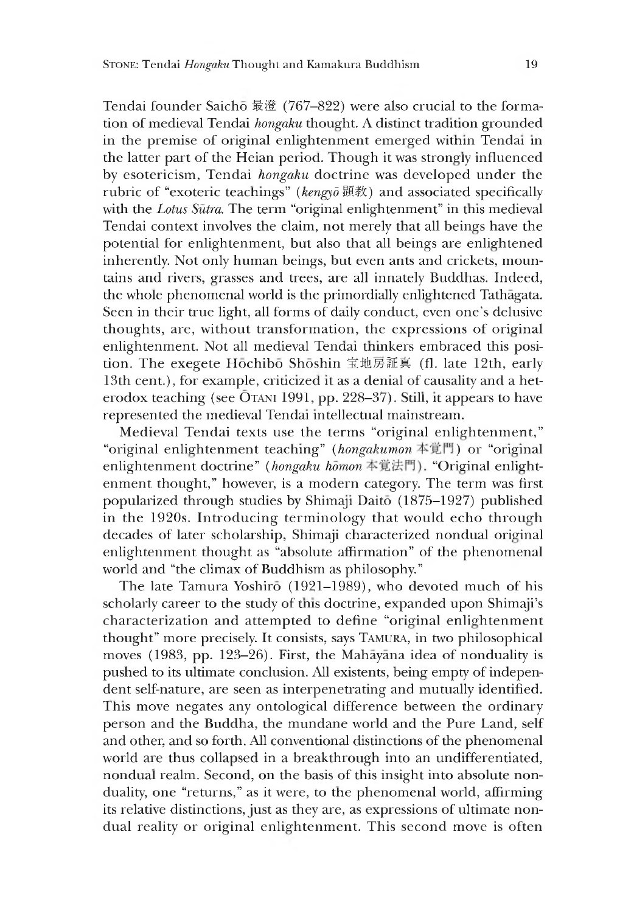Tendai founder Saichō 最澄 (767–822) were also crucial to the formation of medieval Tendai *hongaku* thought. A distinct tradition grounded in the premise of original enlightenment emerged within Tendai in the latter part of the Heian period. Though it was strongly influenced by esotericism, Tendai *hongaku* doctrine was developed under the rubric of "exoteric teachings" (*kengyō* 顕教) and associated specifically with the *Lotus Sūtra*. The term "original enlightenment" in this medieval Tendai context involves the claim, not merely that all beings have the potential for enlightenment, but also that all beings are enlightened inherently. Not only human beings, but even ants and crickets, mountains and rivers, grasses and trees, are all innately Buddhas. Indeed, the whole phenomenal world is the primordially enlightened Tathāgata. Seen in their true light, all forms of daily conduct, even one's delusive thoughts, are, without transformation, the expressions of original enlightenment. Not all medieval Tendai thinkers embraced this position. The exegete Hōchibō Shōshin 宝地房証真 (fl. late 12th, early 13th cent.), for example, criticized it as a denial of causality and a heterodox teaching (see Ōtani 1991, pp. 228–37). Still, it appears to have represented the medieval Tendai intellectual mainstream.

Medieval Tendai texts use the terms "original enlightenment," "original enlightenment teaching" (*hongakumon* 本覚門) or "original enlightenment doctrine" (*hongaku hōmon* 本覚法門). "Original enlightenment thought," however, is a modern category. The term was first popularized through studies by Shimaji Daitō (1875–1927) published in the 1920s. Introducing terminology that would echo through decades of later scholarship, Shimaji characterized nondual original enlightenment thought as "absolute affirmation" of the phenomenal world and "the climax of Buddhism as philosophy."

The late Tamura Yoshirō (1921–1989), who devoted much of his scholarly career to the study of this doctrine, expanded upon Shimaji's characterization and attempted to define "original enlightenment thought" more precisely. It consists, says Tamura, in two philosophical moves (1983, pp. 123–26). First, the Mahāyāna idea of nonduality is pushed to its ultimate conclusion. All existents, being empty of independent self-nature, are seen as interpenetrating and mutually identified. This move negates any ontological difference between the ordinary person and the Buddha, the mundane world and the Pure Land, self and other, and so forth. All conventional distinctions of the phenomenal world are thus collapsed in a breakthrough into an undifferentiated, nondual realm. Second, on the basis of this insight into absolute nonduality, one "returns," as it were, to the phenomenal world, affirming its relative distinctions, just as they are, as expressions of ultimate nondual reality or original enlightenment. This second move is often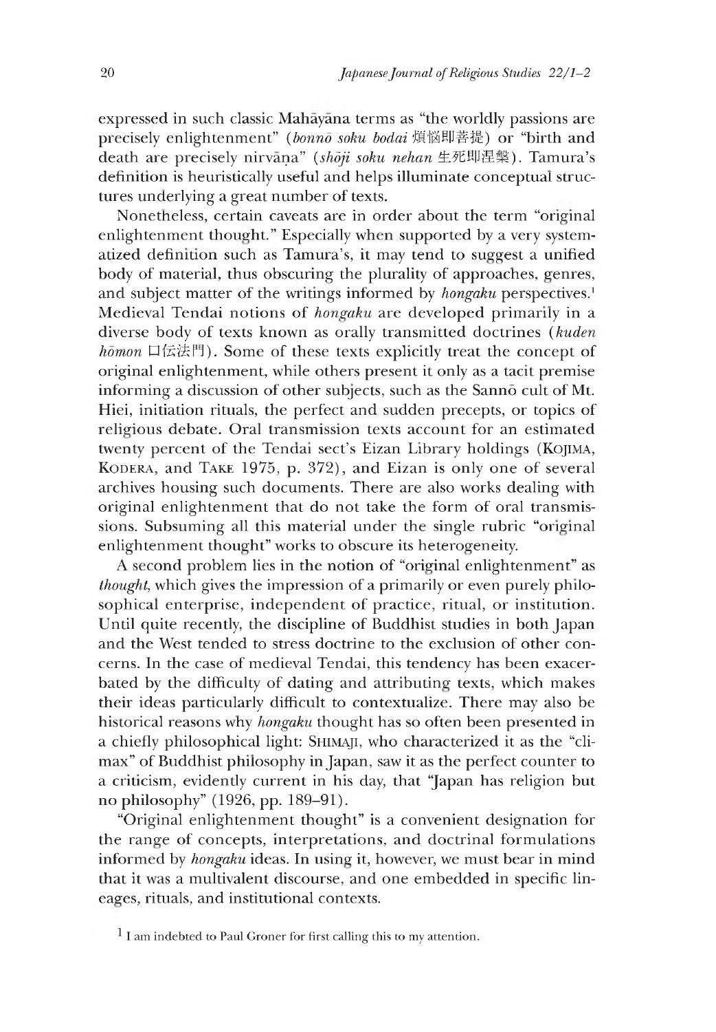expressed in such classic Mahāyāna terms as "the worldly passions are precisely enlightenment" (*bonnō soku bodai* 煩悩即菩提) or "birth and death are precisely nirvāṇa" (*shōji soku nehan* 生死即涅槃). Tamura's definition is heuristically useful and helps illuminate conceptual structures underlying a great number of texts.

Nonetheless, certain caveats are in order about the term "original enlightenment thought." Especially when supported by a very systematized definition such as Tamura's, it may tend to suggest a unified body of material, thus obscuring the plurality of approaches, genres, and subject matter of the writings informed by *hongaku* perspectives.[1] Medieval Tendai notions of *hongaku* are developed primarily in a diverse body of texts known as orally transmitted doctrines (*kuden hōmon* 口伝法門). Some of these texts explicitly treat the concept of original enlightenment, while others present it only as a tacit premise informing a discussion of other subjects, such as the Sannō cult of Mt. Hiei, initiation rituals, the perfect and sudden precepts, or topics of religious debate. Oral transmission texts account for an estimated twenty percent of the Tendai sect's Eizan Library holdings (KOJIMA, KODERA, and TAKE 1975, p. 372), and Eizan is only one of several archives housing such documents. There are also works dealing with original enlightenment that do not take the form of oral transmissions. Subsuming all this material under the single rubric "original enlightenment thought" works to obscure its heterogeneity.

A second problem lies in the notion of "original enlightenment" as *thought*, which gives the impression of a primarily or even purely philosophical enterprise, independent of practice, ritual, or institution. Until quite recently, the discipline of Buddhist studies in both Japan and the West tended to stress doctrine to the exclusion of other concerns. In the case of medieval Tendai, this tendency has been exacerbated by the difficulty of dating and attributing texts, which makes their ideas particularly difficult to contextualize. There may also be historical reasons why *hongaku* thought has so often been presented in a chiefly philosophical light: SHIMAJI, who characterized it as the "climax" of Buddhist philosophy in Japan, saw it as the perfect counter to a criticism, evidently current in his day, that "Japan has religion but no philosophy" (1926, pp. 189–91).

"Original enlightenment thought" is a convenient designation for the range of concepts, interpretations, and doctrinal formulations informed by *hongaku* ideas. In using it, however, we must bear in mind that it was a multivalent discourse, and one embedded in specific lineages, rituals, and institutional contexts.

[1] I am indebted to Paul Groner for first calling this to my attention.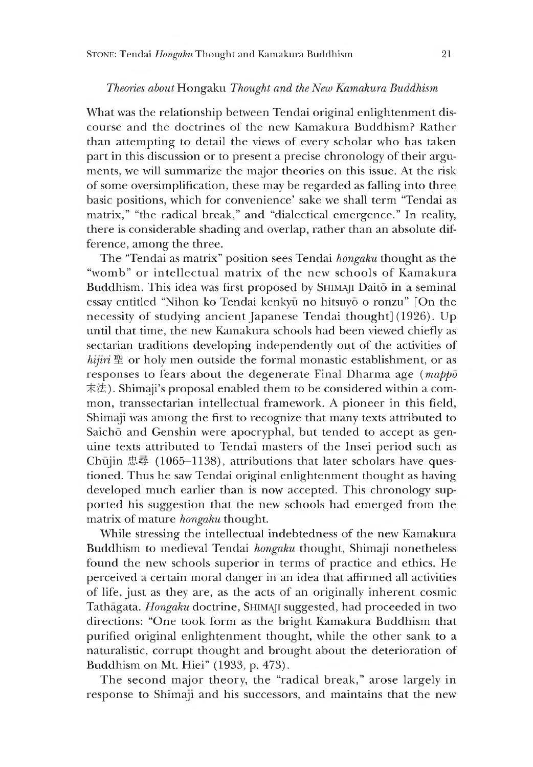### *Theories about* Hongaku *Thought and the New Kamakura Buddhism*

What was the relationship between Tendai original enlightenment discourse and the doctrines of the new Kamakura Buddhism? Rather than attempting to detail the views of every scholar who has taken part in this discussion or to present a precise chronology of their arguments, we will summarize the major theories on this issue. At the risk of some oversimplification, these may be regarded as falling into three basic positions, which for convenience' sake we shall term "Tendai as matrix," "the radical break," and "dialectical emergence." In reality, there is considerable shading and overlap, rather than an absolute difference, among the three.

The "Tendai as matrix" position sees Tendai *hongaku* thought as the "womb" or intellectual matrix of the new schools of Kamakura Buddhism. This idea was first proposed by SHIMAJI Daitō in a seminal essay entitled "Nihon ko Tendai kenkyū no hitsuyō o ronzu" [On the necessity of studying ancient Japanese Tendai thought] (1926). Up until that time, the new Kamakura schools had been viewed chiefly as sectarian traditions developing independently out of the activities of *hijiri* 聖 or holy men outside the formal monastic establishment, or as responses to fears about the degenerate Final Dharma age (*mappō* 末法). Shimaji's proposal enabled them to be considered within a common, transsectarian intellectual framework. A pioneer in this field, Shimaji was among the first to recognize that many texts attributed to Saichō and Genshin were apocryphal, but tended to accept as genuine texts attributed to Tendai masters of the Insei period such as Chūjin 忠尋 (1065–1138), attributions that later scholars have questioned. Thus he saw Tendai original enlightenment thought as having developed much earlier than is now accepted. This chronology supported his suggestion that the new schools had emerged from the matrix of mature *hongaku* thought.

While stressing the intellectual indebtedness of the new Kamakura Buddhism to medieval Tendai *hongaku* thought, Shimaji nonetheless found the new schools superior in terms of practice and ethics. He perceived a certain moral danger in an idea that affirmed all activities of life, just as they are, as the acts of an originally inherent cosmic Tathāgata. *Hongaku* doctrine, SHIMAJI suggested, had proceeded in two directions: "One took form as the bright Kamakura Buddhism that purified original enlightenment thought, while the other sank to a naturalistic, corrupt thought and brought about the deterioration of Buddhism on Mt. Hiei" (1933, p. 473).

The second major theory, the "radical break," arose largely in response to Shimaji and his successors, and maintains that the new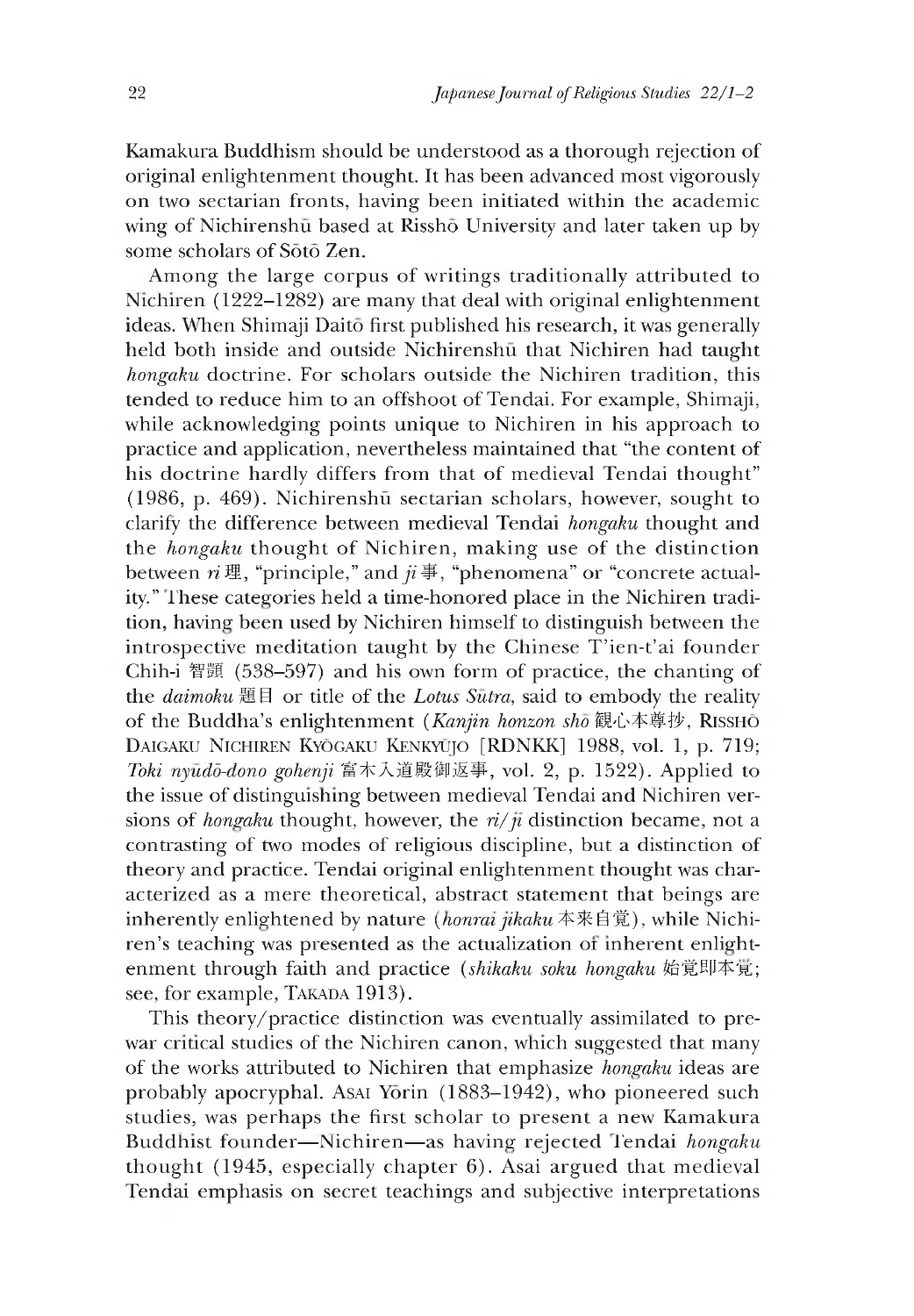Kamakura Buddhism should be understood as a thorough rejection of original enlightenment thought. It has been advanced most vigorously on two sectarian fronts, having been initiated within the academic wing of Nichirenshū based at Risshō University and later taken up by some scholars of Sōtō Zen.

Among the large corpus of writings traditionally attributed to Nichiren (1222–1282) are many that deal with original enlightenment ideas. When Shimaji Daitō first published his research, it was generally held both inside and outside Nichirenshū that Nichiren had taught *hongaku* doctrine. For scholars outside the Nichiren tradition, this tended to reduce him to an offshoot of Tendai. For example, Shimaji, while acknowledging points unique to Nichiren in his approach to practice and application, nevertheless maintained that "the content of his doctrine hardly differs from that of medieval Tendai thought" (1986, p. 469). Nichirenshū sectarian scholars, however, sought to clarify the difference between medieval Tendai *hongaku* thought and the *hongaku* thought of Nichiren, making use of the distinction between *ri* 理, "principle," and *ji* 事, "phenomena" or "concrete actuality." These categories held a time-honored place in the Nichiren tradition, having been used by Nichiren himself to distinguish between the introspective meditation taught by the Chinese T'ien-t'ai founder Chih-i 智顗 (538–597) and his own form of practice, the chanting of the *daimoku* 題目 or title of the *Lotus Sūtra*, said to embody the reality of the Buddha's enlightenment (*Kanjin honzon shō* 観心本尊抄, Risshō Daigaku Nichiren Kyōgaku Kenkyūjo [RDNKK] 1988, vol. 1, p. 719; *Toki nyūdō-dono gohenji* 富木入道殿御返事, vol. 2, p. 1522). Applied to the issue of distinguishing between medieval Tendai and Nichiren versions of *hongaku* thought, however, the *ri/ji* distinction became, not a contrasting of two modes of religious discipline, but a distinction of theory and practice. Tendai original enlightenment thought was characterized as a mere theoretical, abstract statement that beings are inherently enlightened by nature (*honrai jikaku* 本来自覚), while Nichiren's teaching was presented as the actualization of inherent enlightenment through faith and practice (*shikaku soku hongaku* 始覚即本覚; see, for example, Takada 1913).

This theory/practice distinction was eventually assimilated to prewar critical studies of the Nichiren canon, which suggested that many of the works attributed to Nichiren that emphasize *hongaku* ideas are probably apocryphal. Asai Yōrin (1883–1942), who pioneered such studies, was perhaps the first scholar to present a new Kamakura Buddhist founder—Nichiren—as having rejected Tendai *hongaku* thought (1945, especially chapter 6). Asai argued that medieval Tendai emphasis on secret teachings and subjective interpretations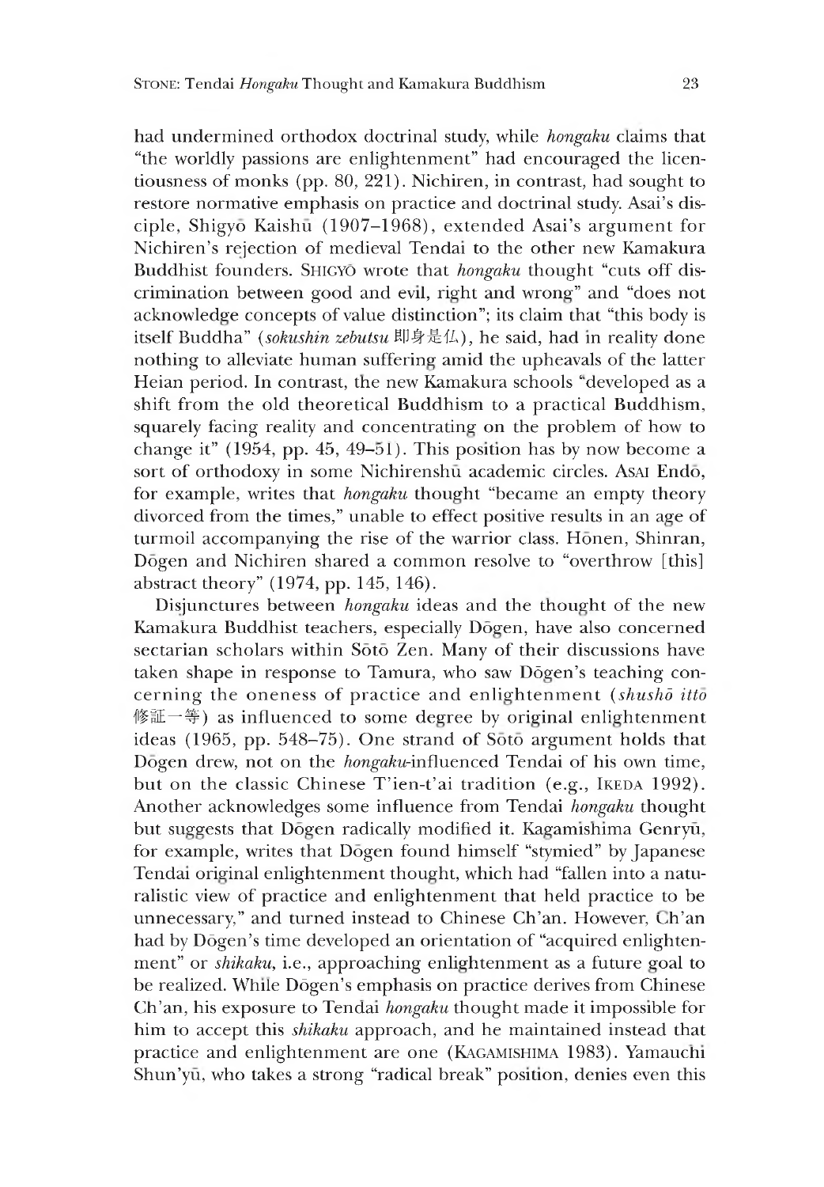had undermined orthodox doctrinal study, while *hongaku* claims that "the worldly passions are enlightenment" had encouraged the licentiousness of monks (pp. 80, 221). Nichiren, in contrast, had sought to restore normative emphasis on practice and doctrinal study. Asai's disciple, Shigyō Kaishū (1907–1968), extended Asai's argument for Nichiren's rejection of medieval Tendai to the other new Kamakura Buddhist founders. Shigyō wrote that *hongaku* thought "cuts off discrimination between good and evil, right and wrong" and "does not acknowledge concepts of value distinction"; its claim that "this body is itself Buddha" (*sokushin zebutsu* 即身是仏), he said, had in reality done nothing to alleviate human suffering amid the upheavals of the latter Heian period. In contrast, the new Kamakura schools "developed as a shift from the old theoretical Buddhism to a practical Buddhism, squarely facing reality and concentrating on the problem of how to change it" (1954, pp. 45, 49–51). This position has by now become a sort of orthodoxy in some Nichirenshū academic circles. Asai Endō, for example, writes that *hongaku* thought "became an empty theory divorced from the times," unable to effect positive results in an age of turmoil accompanying the rise of the warrior class. Hōnen, Shinran, Dōgen and Nichiren shared a common resolve to "overthrow [this] abstract theory" (1974, pp. 145, 146).

Disjunctures between *hongaku* ideas and the thought of the new Kamakura Buddhist teachers, especially Dōgen, have also concerned sectarian scholars within Sōtō Zen. Many of their discussions have taken shape in response to Tamura, who saw Dōgen's teaching concerning the oneness of practice and enlightenment (*shushō ittō* 修証一等) as influenced to some degree by original enlightenment ideas (1965, pp. 548–75). One strand of Sōtō argument holds that Dōgen drew, not on the *hongaku*-influenced Tendai of his own time, but on the classic Chinese T'ien-t'ai tradition (e.g., Ikeda 1992). Another acknowledges some influence from Tendai *hongaku* thought but suggests that Dōgen radically modified it. Kagamishima Genryū, for example, writes that Dōgen found himself "stymied" by Japanese Tendai original enlightenment thought, which had "fallen into a naturalistic view of practice and enlightenment that held practice to be unnecessary," and turned instead to Chinese Ch'an. However, Ch'an had by Dōgen's time developed an orientation of "acquired enlightenment" or *shikaku*, i.e., approaching enlightenment as a future goal to be realized. While Dōgen's emphasis on practice derives from Chinese Ch'an, his exposure to Tendai *hongaku* thought made it impossible for him to accept this *shikaku* approach, and he maintained instead that practice and enlightenment are one (Kagamishima 1983). Yamauchi Shun'yū, who takes a strong "radical break" position, denies even this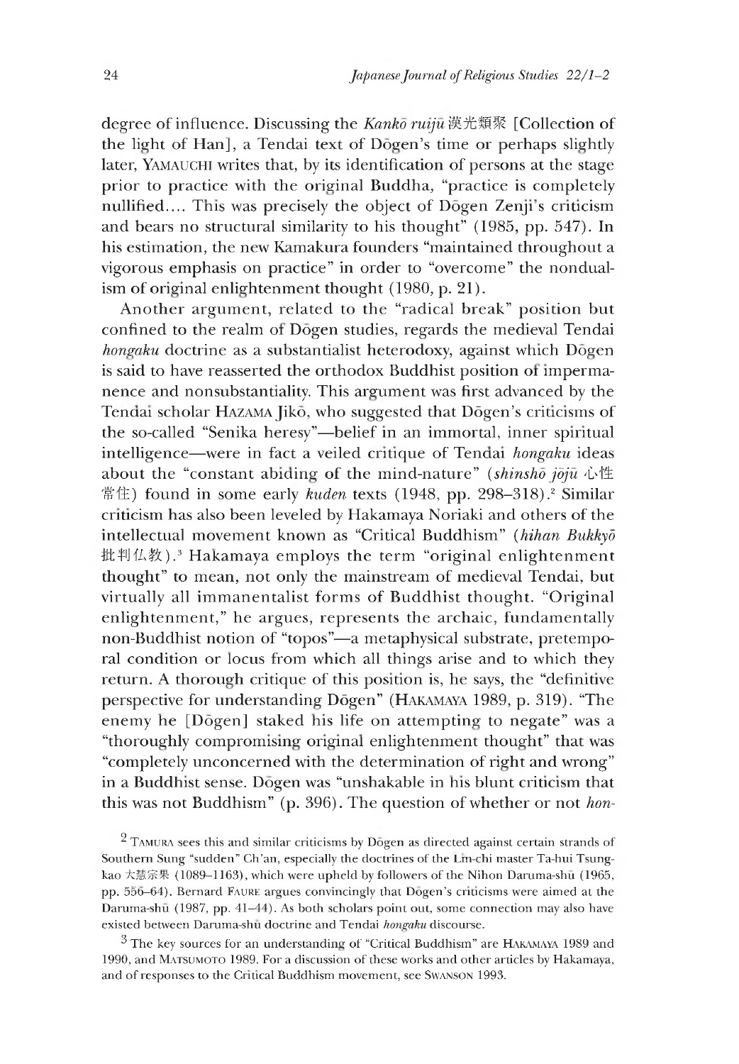degree of influence. Discussing the *Kankō ruijū* 漢光類聚 [Collection of the light of Han], a Tendai text of Dōgen's time or perhaps slightly later, YAMAUCHI writes that, by its identification of persons at the stage prior to practice with the original Buddha, "practice is completely nullified.... This was precisely the object of Dōgen Zenji's criticism and bears no structural similarity to his thought" (1985, pp. 547). In his estimation, the new Kamakura founders "maintained throughout a vigorous emphasis on practice" in order to "overcome" the nondualism of original enlightenment thought (1980, p. 21).

Another argument, related to the "radical break" position but confined to the realm of Dōgen studies, regards the medieval Tendai *hongaku* doctrine as a substantialist heterodoxy, against which Dōgen is said to have reasserted the orthodox Buddhist position of impermanence and nonsubstantiality. This argument was first advanced by the Tendai scholar HAZAMA Jikō, who suggested that Dōgen's criticisms of the so-called "Senika heresy"—belief in an immortal, inner spiritual intelligence—were in fact a veiled critique of Tendai *hongaku* ideas about the "constant abiding of the mind-nature" (*shinshō jōjū* 心性常住) found in some early *kuden* texts (1948, pp. 298–318).[2] Similar criticism has also been leveled by Hakamaya Noriaki and others of the intellectual movement known as "Critical Buddhism" (*hihan Bukkyō* 批判仏教).[3] Hakamaya employs the term "original enlightenment thought" to mean, not only the mainstream of medieval Tendai, but virtually all immanentalist forms of Buddhist thought. "Original enlightenment," he argues, represents the archaic, fundamentally non-Buddhist notion of "topos"—a metaphysical substrate, pretemporal condition or locus from which all things arise and to which they return. A thorough critique of this position is, he says, the "definitive perspective for understanding Dōgen" (HAKAMAYA 1989, p. 319). "The enemy he [Dōgen] staked his life on attempting to negate" was a "thoroughly compromising original enlightenment thought" that was "completely unconcerned with the determination of right and wrong" in a Buddhist sense. Dōgen was "unshakable in his blunt criticism that this was not Buddhism" (p. 396). The question of whether or not *hon-*

[2] TAMURA sees this and similar criticisms by Dōgen as directed against certain strands of Southern Sung "sudden" Ch'an, especially the doctrines of the Lin-chi master Ta-hui Tsung-kao 大慧宗杲 (1089–1163), which were upheld by followers of the Nihon Daruma-shū (1965, pp. 556–64). Bernard FAURE argues convincingly that Dōgen's criticisms were aimed at the Daruma-shū (1987, pp. 41–44). As both scholars point out, some connection may also have existed between Daruma-shū doctrine and Tendai *hongaku* discourse.

[3] The key sources for an understanding of "Critical Buddhism" are HAKAMAYA 1989 and 1990, and MATSUMOTO 1989. For a discussion of these works and other articles by Hakamaya, and of responses to the Critical Buddhism movement, see SWANSON 1993.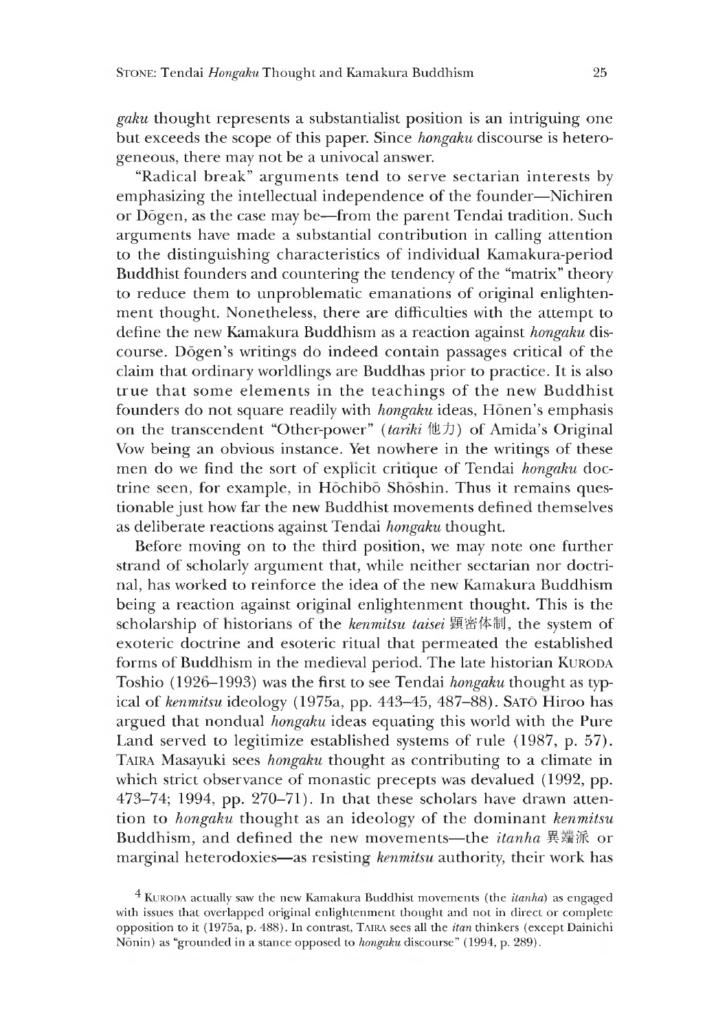*gaku* thought represents a substantialist position is an intriguing one but exceeds the scope of this paper. Since *hongaku* discourse is heterogeneous, there may not be a univocal answer.

"Radical break" arguments tend to serve sectarian interests by emphasizing the intellectual independence of the founder—Nichiren or Dōgen, as the case may be—from the parent Tendai tradition. Such arguments have made a substantial contribution in calling attention to the distinguishing characteristics of individual Kamakura-period Buddhist founders and countering the tendency of the "matrix" theory to reduce them to unproblematic emanations of original enlightenment thought. Nonetheless, there are difficulties with the attempt to define the new Kamakura Buddhism as a reaction against *hongaku* discourse. Dōgen's writings do indeed contain passages critical of the claim that ordinary worldlings are Buddhas prior to practice. It is also true that some elements in the teachings of the new Buddhist founders do not square readily with *hongaku* ideas, Hōnen's emphasis on the transcendent "Other-power" (*tariki* 他力) of Amida's Original Vow being an obvious instance. Yet nowhere in the writings of these men do we find the sort of explicit critique of Tendai *hongaku* doctrine seen, for example, in Hōchibō Shōshin. Thus it remains questionable just how far the new Buddhist movements defined themselves as deliberate reactions against Tendai *hongaku* thought.

Before moving on to the third position, we may note one further strand of scholarly argument that, while neither sectarian nor doctrinal, has worked to reinforce the idea of the new Kamakura Buddhism being a reaction against original enlightenment thought. This is the scholarship of historians of the *kenmitsu taisei* 顕密体制, the system of exoteric doctrine and esoteric ritual that permeated the established forms of Buddhism in the medieval period. The late historian KURODA Toshio (1926–1993) was the first to see Tendai *hongaku* thought as typical of *kenmitsu* ideology (1975a, pp. 443–45, 487–88). SATŌ Hiroo has argued that nondual *hongaku* ideas equating this world with the Pure Land served to legitimize established systems of rule (1987, p. 57). TAIRA Masayuki sees *hongaku* thought as contributing to a climate in which strict observance of monastic precepts was devalued (1992, pp. 473–74; 1994, pp. 270–71). In that these scholars have drawn attention to *hongaku* thought as an ideology of the dominant *kenmitsu* Buddhism, and defined the new movements—the *itanha* 異端派 or marginal heterodoxies—as resisting *kenmitsu* authority, their work has

[4] KURODA actually saw the new Kamakura Buddhist movements (the *itanha*) as engaged with issues that overlapped original enlightenment thought and not in direct or complete opposition to it (1975a, p. 488). In contrast, TAIRA sees all the *itan* thinkers (except Dainichi Nōnin) as "grounded in a stance opposed to *hongaku* discourse" (1994, p. 289).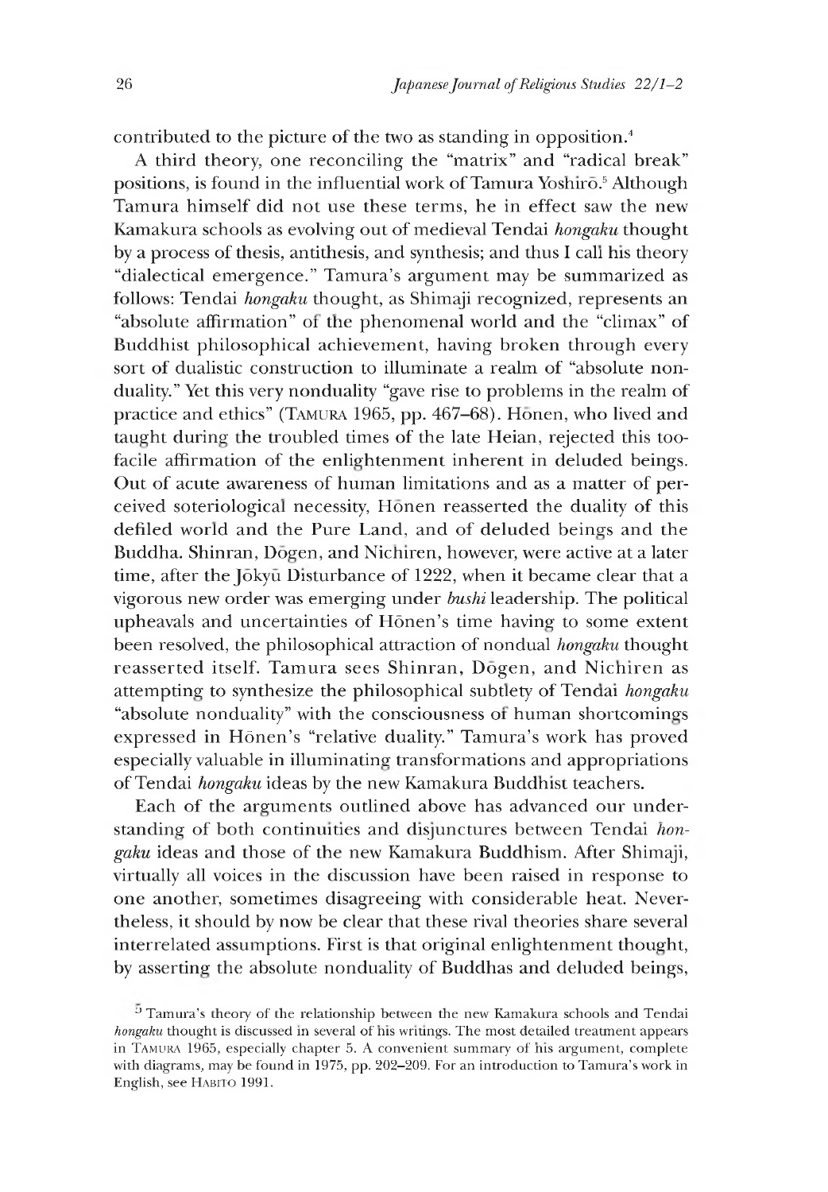contributed to the picture of the two as standing in opposition.[4]

A third theory, one reconciling the "matrix" and "radical break" positions, is found in the influential work of Tamura Yoshirō.[5] Although Tamura himself did not use these terms, he in effect saw the new Kamakura schools as evolving out of medieval Tendai *hongaku* thought by a process of thesis, antithesis, and synthesis; and thus I call his theory "dialectical emergence." Tamura's argument may be summarized as follows: Tendai *hongaku* thought, as Shimaji recognized, represents an "absolute affirmation" of the phenomenal world and the "climax" of Buddhist philosophical achievement, having broken through every sort of dualistic construction to illuminate a realm of "absolute nonduality." Yet this very nonduality "gave rise to problems in the realm of practice and ethics" (TAMURA 1965, pp. 467–68). Hōnen, who lived and taught during the troubled times of the late Heian, rejected this too-facile affirmation of the enlightenment inherent in deluded beings. Out of acute awareness of human limitations and as a matter of perceived soteriological necessity, Hōnen reasserted the duality of this defiled world and the Pure Land, and of deluded beings and the Buddha. Shinran, Dōgen, and Nichiren, however, were active at a later time, after the Jōkyū Disturbance of 1222, when it became clear that a vigorous new order was emerging under *bushi* leadership. The political upheavals and uncertainties of Hōnen's time having to some extent been resolved, the philosophical attraction of nondual *hongaku* thought reasserted itself. Tamura sees Shinran, Dōgen, and Nichiren as attempting to synthesize the philosophical subtlety of Tendai *hongaku* "absolute nonduality" with the consciousness of human shortcomings expressed in Hōnen's "relative duality." Tamura's work has proved especially valuable in illuminating transformations and appropriations of Tendai *hongaku* ideas by the new Kamakura Buddhist teachers.

Each of the arguments outlined above has advanced our understanding of both continuities and disjunctures between Tendai *hongaku* ideas and those of the new Kamakura Buddhism. After Shimaji, virtually all voices in the discussion have been raised in response to one another, sometimes disagreeing with considerable heat. Nevertheless, it should by now be clear that these rival theories share several interrelated assumptions. First is that original enlightenment thought, by asserting the absolute nonduality of Buddhas and deluded beings,

[5] Tamura's theory of the relationship between the new Kamakura schools and Tendai *hongaku* thought is discussed in several of his writings. The most detailed treatment appears in TAMURA 1965, especially chapter 5. A convenient summary of his argument, complete with diagrams, may be found in 1975, pp. 202–209. For an introduction to Tamura's work in English, see HABITO 1991.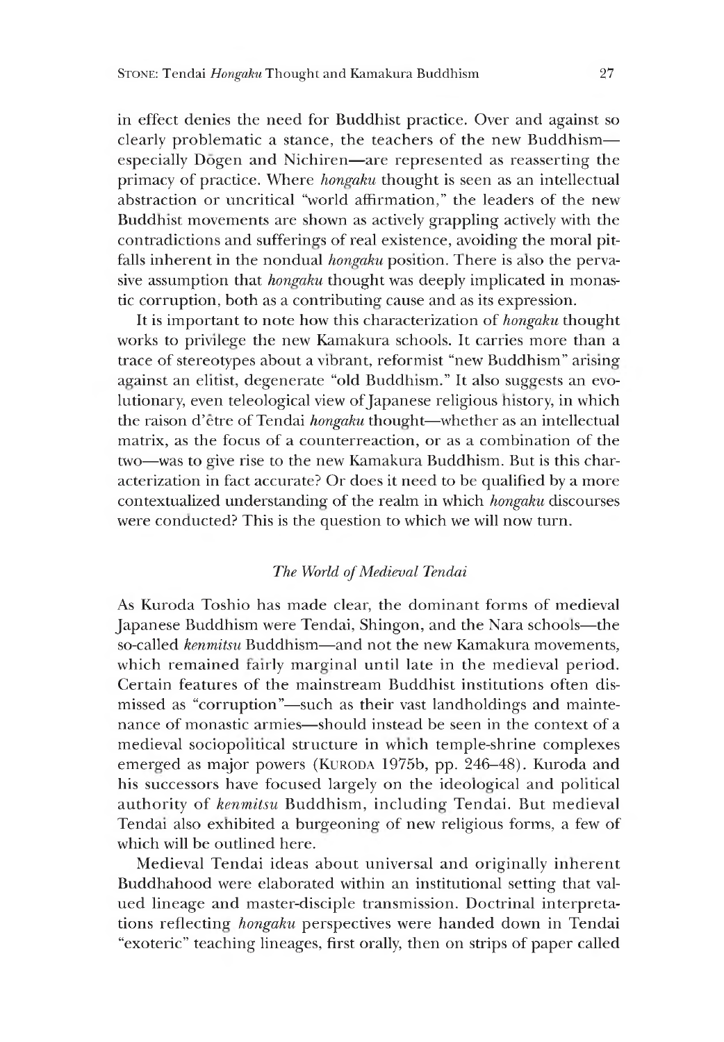in effect denies the need for Buddhist practice. Over and against so clearly problematic a stance, the teachers of the new Buddhism—especially Dōgen and Nichiren—are represented as reasserting the primacy of practice. Where *hongaku* thought is seen as an intellectual abstraction or uncritical "world affirmation," the leaders of the new Buddhist movements are shown as actively grappling actively with the contradictions and sufferings of real existence, avoiding the moral pitfalls inherent in the nondual *hongaku* position. There is also the pervasive assumption that *hongaku* thought was deeply implicated in monastic corruption, both as a contributing cause and as its expression.

It is important to note how this characterization of *hongaku* thought works to privilege the new Kamakura schools. It carries more than a trace of stereotypes about a vibrant, reformist "new Buddhism" arising against an elitist, degenerate "old Buddhism." It also suggests an evolutionary, even teleological view of Japanese religious history, in which the raison d'être of Tendai *hongaku* thought—whether as an intellectual matrix, as the focus of a counterreaction, or as a combination of the two—was to give rise to the new Kamakura Buddhism. But is this characterization in fact accurate? Or does it need to be qualified by a more contextualized understanding of the realm in which *hongaku* discourses were conducted? This is the question to which we will now turn.

### *The World of Medieval Tendai*

As Kuroda Toshio has made clear, the dominant forms of medieval Japanese Buddhism were Tendai, Shingon, and the Nara schools—the so-called *kenmitsu* Buddhism—and not the new Kamakura movements, which remained fairly marginal until late in the medieval period. Certain features of the mainstream Buddhist institutions often dismissed as "corruption"—such as their vast landholdings and maintenance of monastic armies—should instead be seen in the context of a medieval sociopolitical structure in which temple-shrine complexes emerged as major powers (Kuroda 1975b, pp. 246–48). Kuroda and his successors have focused largely on the ideological and political authority of *kenmitsu* Buddhism, including Tendai. But medieval Tendai also exhibited a burgeoning of new religious forms, a few of which will be outlined here.

Medieval Tendai ideas about universal and originally inherent Buddhahood were elaborated within an institutional setting that valued lineage and master-disciple transmission. Doctrinal interpretations reflecting *hongaku* perspectives were handed down in Tendai "exoteric" teaching lineages, first orally, then on strips of paper called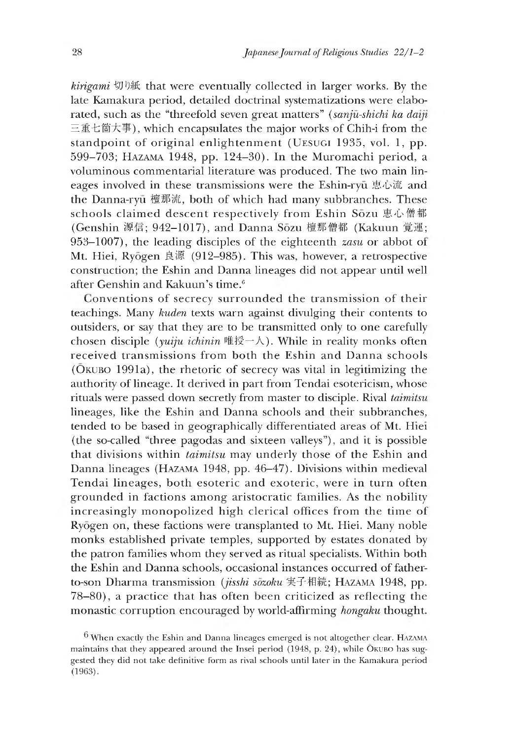*kirigami* 切り紙 that were eventually collected in larger works. By the late Kamakura period, detailed doctrinal systematizations were elaborated, such as the "threefold seven great matters" (*sanjū-shichi ka daiji* 三重七箇大事), which encapsulates the major works of Chih-i from the standpoint of original enlightenment (UESUGI 1935, vol. 1, pp. 599–703; HAZAMA 1948, pp. 124–30). In the Muromachi period, a voluminous commentarial literature was produced. The two main lineages involved in these transmissions were the Eshin-ryū 恵心流 and the Danna-ryū 檀那流, both of which had many subbranches. These schools claimed descent respectively from Eshin Sōzu 恵心僧都 (Genshin 源信; 942–1017), and Danna Sōzu 檀那僧都 (Kakuun 覚運; 953–1007), the leading disciples of the eighteenth *zasu* or abbot of Mt. Hiei, Ryōgen 良源 (912–985). This was, however, a retrospective construction; the Eshin and Danna lineages did not appear until well after Genshin and Kakuun's time.[6]

Conventions of secrecy surrounded the transmission of their teachings. Many *kuden* texts warn against divulging their contents to outsiders, or say that they are to be transmitted only to one carefully chosen disciple (*yuiju ichinin* 唯授一人). While in reality monks often received transmissions from both the Eshin and Danna schools (ŌKUBO 1991a), the rhetoric of secrecy was vital in legitimizing the authority of lineage. It derived in part from Tendai esotericism, whose rituals were passed down secretly from master to disciple. Rival *taimitsu* lineages, like the Eshin and Danna schools and their subbranches, tended to be based in geographically differentiated areas of Mt. Hiei (the so-called "three pagodas and sixteen valleys"), and it is possible that divisions within *taimitsu* may underly those of the Eshin and Danna lineages (HAZAMA 1948, pp. 46–47). Divisions within medieval Tendai lineages, both esoteric and exoteric, were in turn often grounded in factions among aristocratic families. As the nobility increasingly monopolized high clerical offices from the time of Ryōgen on, these factions were transplanted to Mt. Hiei. Many noble monks established private temples, supported by estates donated by the patron families whom they served as ritual specialists. Within both the Eshin and Danna schools, occasional instances occurred of father-to-son Dharma transmission (*jisshi sōzoku* 実子相続; HAZAMA 1948, pp. 78–80), a practice that has often been criticized as reflecting the monastic corruption encouraged by world-affirming *hongaku* thought.

[6] When exactly the Eshin and Danna lineages emerged is not altogether clear. HAZAMA maintains that they appeared around the Insei period (1948, p. 24), while ŌKUBO has suggested they did not take definitive form as rival schools until later in the Kamakura period (1963).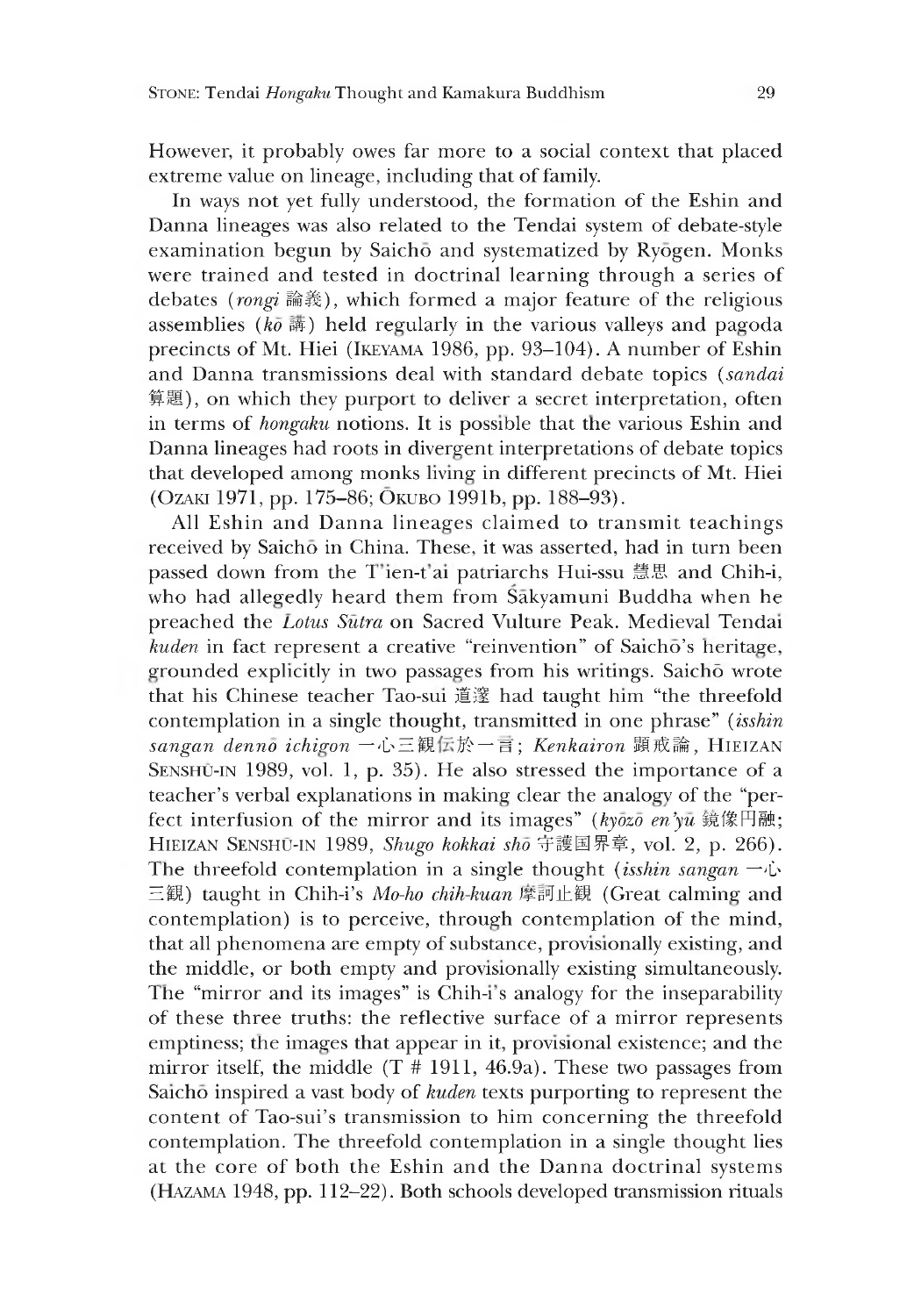However, it probably owes far more to a social context that placed extreme value on lineage, including that of family.

In ways not yet fully understood, the formation of the Eshin and Danna lineages was also related to the Tendai system of debate-style examination begun by Saichō and systematized by Ryōgen. Monks were trained and tested in doctrinal learning through a series of debates (*rongi* 論義), which formed a major feature of the religious assemblies (*kō* 講) held regularly in the various valleys and pagoda precincts of Mt. Hiei (IKEYAMA 1986, pp. 93–104). A number of Eshin and Danna transmissions deal with standard debate topics (*sandai* 算題), on which they purport to deliver a secret interpretation, often in terms of *hongaku* notions. It is possible that the various Eshin and Danna lineages had roots in divergent interpretations of debate topics that developed among monks living in different precincts of Mt. Hiei (OZAKI 1971, pp. 175–86; ŌKUBO 1991b, pp. 188–93).

All Eshin and Danna lineages claimed to transmit teachings received by Saichō in China. These, it was asserted, had in turn been passed down from the T'ien-t'ai patriarchs Hui-ssu 慧思 and Chih-i, who had allegedly heard them from Śākyamuni Buddha when he preached the *Lotus Sūtra* on Sacred Vulture Peak. Medieval Tendai *kuden* in fact represent a creative "reinvention" of Saichō's heritage, grounded explicitly in two passages from his writings. Saichō wrote that his Chinese teacher Tao-sui 道邃 had taught him "the threefold contemplation in a single thought, transmitted in one phrase" (*isshin sangan dennō ichigon* 一心三観伝於一言; *Kenkairon* 顕戒論, HIEIZAN SENSHŪ-IN 1989, vol. 1, p. 35). He also stressed the importance of a teacher's verbal explanations in making clear the analogy of the "perfect interfusion of the mirror and its images" (*kyōzō en'yū* 鏡像円融; HIEIZAN SENSHŪ-IN 1989, *Shugo kokkai shō* 守護国界章, vol. 2, p. 266). The threefold contemplation in a single thought (*isshin sangan* 一心三観) taught in Chih-i's *Mo-ho chih-kuan* 摩訶止観 (Great calming and contemplation) is to perceive, through contemplation of the mind, that all phenomena are empty of substance, provisionally existing, and the middle, or both empty and provisionally existing simultaneously. The "mirror and its images" is Chih-i's analogy for the inseparability of these three truths: the reflective surface of a mirror represents emptiness; the images that appear in it, provisional existence; and the mirror itself, the middle (T # 1911, 46.9a). These two passages from Saichō inspired a vast body of *kuden* texts purporting to represent the content of Tao-sui's transmission to him concerning the threefold contemplation. The threefold contemplation in a single thought lies at the core of both the Eshin and the Danna doctrinal systems (HAZAMA 1948, pp. 112–22). Both schools developed transmission rituals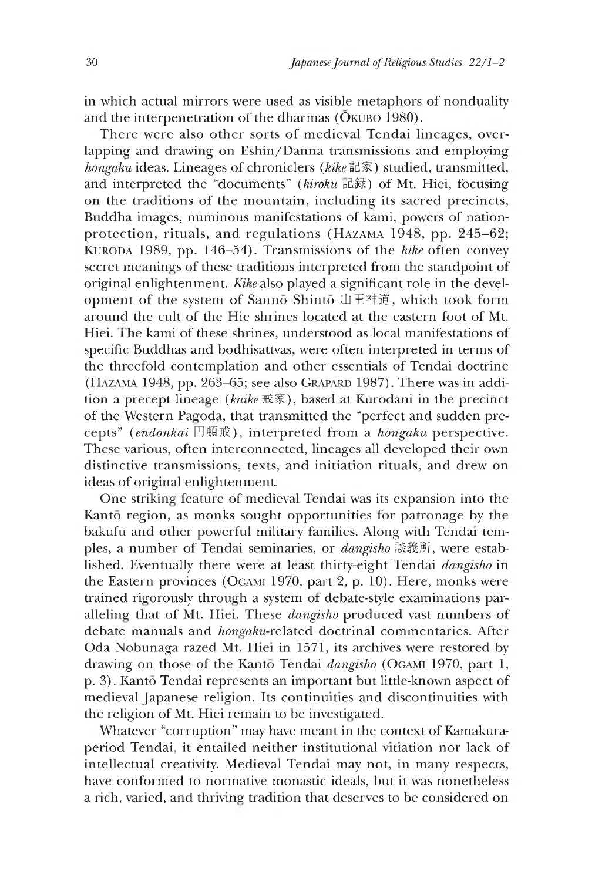in which actual mirrors were used as visible metaphors of nonduality and the interpenetration of the dharmas (Ōkubo 1980).

There were also other sorts of medieval Tendai lineages, overlapping and drawing on Eshin/Danna transmissions and employing *hongaku* ideas. Lineages of chroniclers (*kike* 記家) studied, transmitted, and interpreted the "documents" (*kiroku* 記録) of Mt. Hiei, focusing on the traditions of the mountain, including its sacred precincts, Buddha images, numinous manifestations of kami, powers of nation-protection, rituals, and regulations (Hazama 1948, pp. 245–62; Kuroda 1989, pp. 146–54). Transmissions of the *kike* often convey secret meanings of these traditions interpreted from the standpoint of original enlightenment. *Kike* also played a significant role in the development of the system of Sannō Shintō 山王神道, which took form around the cult of the Hie shrines located at the eastern foot of Mt. Hiei. The kami of these shrines, understood as local manifestations of specific Buddhas and bodhisattvas, were often interpreted in terms of the threefold contemplation and other essentials of Tendai doctrine (Hazama 1948, pp. 263–65; see also Grapard 1987). There was in addition a precept lineage (*kaike* 戒家), based at Kurodani in the precinct of the Western Pagoda, that transmitted the "perfect and sudden precepts" (*endonkai* 円頓戒), interpreted from a *hongaku* perspective. These various, often interconnected, lineages all developed their own distinctive transmissions, texts, and initiation rituals, and drew on ideas of original enlightenment.

One striking feature of medieval Tendai was its expansion into the Kantō region, as monks sought opportunities for patronage by the bakufu and other powerful military families. Along with Tendai temples, a number of Tendai seminaries, or *dangisho* 談義所, were established. Eventually there were at least thirty-eight Tendai *dangisho* in the Eastern provinces (Ogami 1970, part 2, p. 10). Here, monks were trained rigorously through a system of debate-style examinations paralleling that of Mt. Hiei. These *dangisho* produced vast numbers of debate manuals and *hongaku*-related doctrinal commentaries. After Oda Nobunaga razed Mt. Hiei in 1571, its archives were restored by drawing on those of the Kantō Tendai *dangisho* (Ogami 1970, part 1, p. 3). Kantō Tendai represents an important but little-known aspect of medieval Japanese religion. Its continuities and discontinuities with the religion of Mt. Hiei remain to be investigated.

Whatever "corruption" may have meant in the context of Kamakura-period Tendai, it entailed neither institutional vitiation nor lack of intellectual creativity. Medieval Tendai may not, in many respects, have conformed to normative monastic ideals, but it was nonetheless a rich, varied, and thriving tradition that deserves to be considered on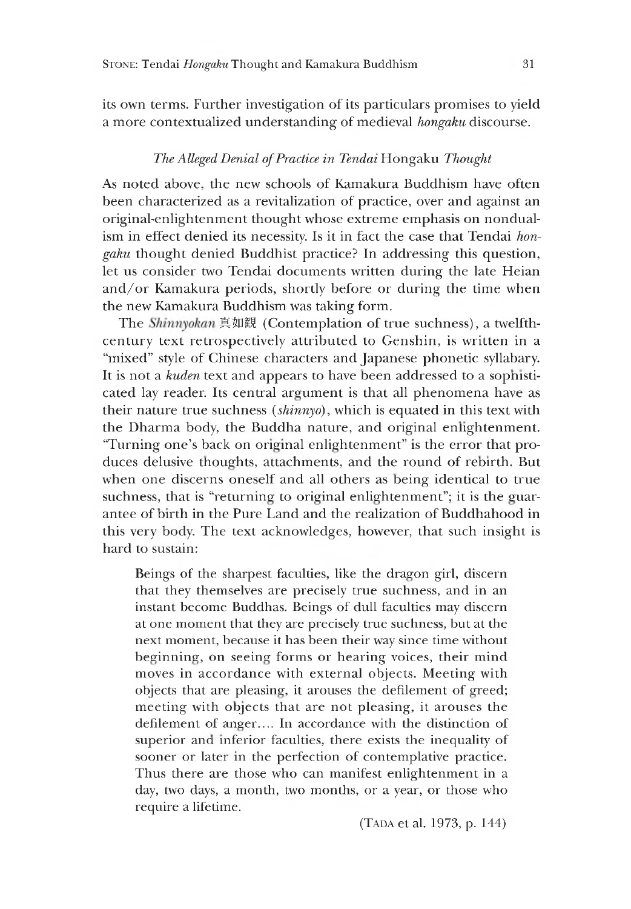its own terms. Further investigation of its particulars promises to yield a more contextualized understanding of medieval *hongaku* discourse.

### *The Alleged Denial of Practice in Tendai* Hongaku *Thought*

As noted above, the new schools of Kamakura Buddhism have often been characterized as a revitalization of practice, over and against an original-enlightenment thought whose extreme emphasis on nondualism in effect denied its necessity. Is it in fact the case that Tendai *hongaku* thought denied Buddhist practice? In addressing this question, let us consider two Tendai documents written during the late Heian and/or Kamakura periods, shortly before or during the time when the new Kamakura Buddhism was taking form.

The *Shinnyokan* 真如観 (Contemplation of true suchness), a twelfth-century text retrospectively attributed to Genshin, is written in a "mixed" style of Chinese characters and Japanese phonetic syllabary. It is not a *kuden* text and appears to have been addressed to a sophisticated lay reader. Its central argument is that all phenomena have as their nature true suchness (*shinnyo*), which is equated in this text with the Dharma body, the Buddha nature, and original enlightenment. "Turning one's back on original enlightenment" is the error that produces delusive thoughts, attachments, and the round of rebirth. But when one discerns oneself and all others as being identical to true suchness, that is "returning to original enlightenment"; it is the guarantee of birth in the Pure Land and the realization of Buddhahood in this very body. The text acknowledges, however, that such insight is hard to sustain:

> Beings of the sharpest faculties, like the dragon girl, discern that they themselves are precisely true suchness, and in an instant become Buddhas. Beings of dull faculties may discern at one moment that they are precisely true suchness, but at the next moment, because it has been their way since time without beginning, on seeing forms or hearing voices, their mind moves in accordance with external objects. Meeting with objects that are pleasing, it arouses the defilement of greed; meeting with objects that are not pleasing, it arouses the defilement of anger.... In accordance with the distinction of superior and inferior faculties, there exists the inequality of sooner or later in the perfection of contemplative practice. Thus there are those who can manifest enlightenment in a day, two days, a month, two months, or a year, or those who require a lifetime.
>
> (TADA et al. 1973, p. 144)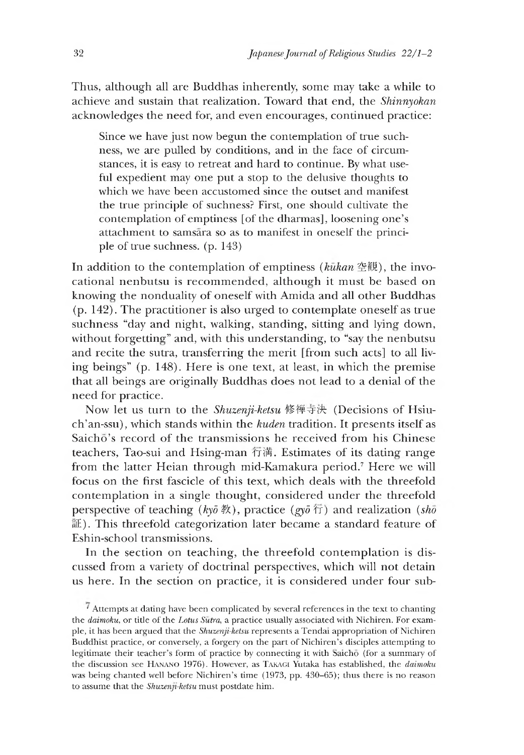Thus, although all are Buddhas inherently, some may take a while to achieve and sustain that realization. Toward that end, the *Shinnyokan* acknowledges the need for, and even encourages, continued practice:

> Since we have just now begun the contemplation of true suchness, we are pulled by conditions, and in the face of circumstances, it is easy to retreat and hard to continue. By what useful expedient may one put a stop to the delusive thoughts to which we have been accustomed since the outset and manifest the true principle of suchness? First, one should cultivate the contemplation of emptiness [of the dharmas], loosening one's attachment to samsāra so as to manifest in oneself the principle of true suchness. (p. 143)

In addition to the contemplation of emptiness (*kūkan* 空観), the invocational nenbutsu is recommended, although it must be based on knowing the nonduality of oneself with Amida and all other Buddhas (p. 142). The practitioner is also urged to contemplate oneself as true suchness "day and night, walking, standing, sitting and lying down, without forgetting" and, with this understanding, to "say the nenbutsu and recite the sutra, transferring the merit [from such acts] to all living beings" (p. 148). Here is one text, at least, in which the premise that all beings are originally Buddhas does not lead to a denial of the need for practice.

Now let us turn to the *Shuzenji-ketsu* 修禅寺決 (Decisions of Hsiu-ch'an-ssu), which stands within the *kuden* tradition. It presents itself as Saichō's record of the transmissions he received from his Chinese teachers, Tao-sui and Hsing-man 行満. Estimates of its dating range from the latter Heian through mid-Kamakura period.[7] Here we will focus on the first fascicle of this text, which deals with the threefold contemplation in a single thought, considered under the threefold perspective of teaching (*kyō* 教), practice (*gyō* 行) and realization (*shō* 証). This threefold categorization later became a standard feature of Eshin-school transmissions.

In the section on teaching, the threefold contemplation is discussed from a variety of doctrinal perspectives, which will not detain us here. In the section on practice, it is considered under four sub-

[7] Attempts at dating have been complicated by several references in the text to chanting the *daimoku*, or title of the *Lotus Sūtra*, a practice usually associated with Nichiren. For example, it has been argued that the *Shuzenji-ketsu* represents a Tendai appropriation of Nichiren Buddhist practice, or conversely, a forgery on the part of Nichiren's disciples attempting to legitimate their teacher's form of practice by connecting it with Saichō (for a summary of the discussion see HANANO 1976). However, as TAKAGI Yutaka has established, the *daimoku* was being chanted well before Nichiren's time (1973, pp. 430–65); thus there is no reason to assume that the *Shuzenji-ketsu* must postdate him.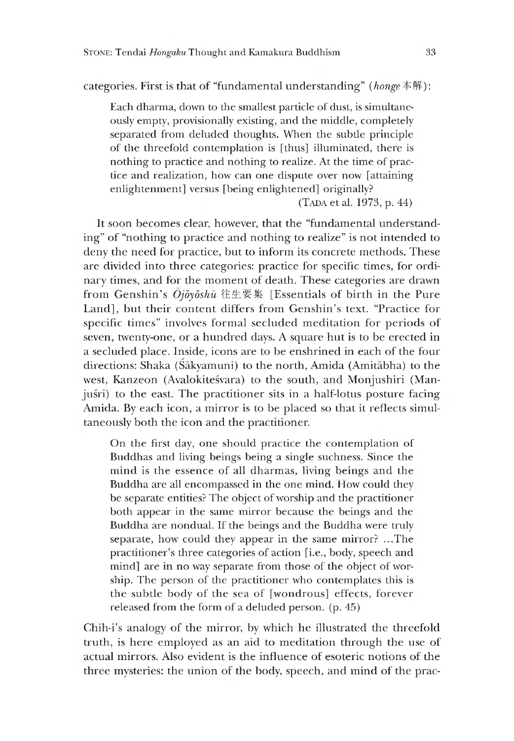categories. First is that of "fundamental understanding" (*honge* 本解):

> Each dharma, down to the smallest particle of dust, is simultaneously empty, provisionally existing, and the middle, completely separated from deluded thoughts. When the subtle principle of the threefold contemplation is [thus] illuminated, there is nothing to practice and nothing to realize. At the time of practice and realization, how can one dispute over now [attaining enlightenment] versus [being enlightened] originally?
>
> (TADA et al. 1973, p. 44)

It soon becomes clear, however, that the "fundamental understanding" of "nothing to practice and nothing to realize" is not intended to deny the need for practice, but to inform its concrete methods. These are divided into three categories: practice for specific times, for ordinary times, and for the moment of death. These categories are drawn from Genshin's *Ōjōyōshū* 往生要集 [Essentials of birth in the Pure Land], but their content differs from Genshin's text. "Practice for specific times" involves formal secluded meditation for periods of seven, twenty-one, or a hundred days. A square hut is to be erected in a secluded place. Inside, icons are to be enshrined in each of the four directions: Shaka (Śākyamuni) to the north, Amida (Amitābha) to the west, Kanzeon (Avalokiteśvara) to the south, and Monjushiri (Mañjuśrī) to the east. The practitioner sits in a half-lotus posture facing Amida. By each icon, a mirror is to be placed so that it reflects simultaneously both the icon and the practitioner.

> On the first day, one should practice the contemplation of Buddhas and living beings being a single suchness. Since the mind is the essence of all dharmas, living beings and the Buddha are all encompassed in the one mind. How could they be separate entities? The object of worship and the practitioner both appear in the same mirror because the beings and the Buddha are nondual. If the beings and the Buddha were truly separate, how could they appear in the same mirror? ...The practitioner's three categories of action [i.e., body, speech and mind] are in no way separate from those of the object of worship. The person of the practitioner who contemplates this is the subtle body of the sea of [wondrous] effects, forever released from the form of a deluded person. (p. 45)

Chih-i's analogy of the mirror, by which he illustrated the threefold truth, is here employed as an aid to meditation through the use of actual mirrors. Also evident is the influence of esoteric notions of the three mysteries: the union of the body, speech, and mind of the prac-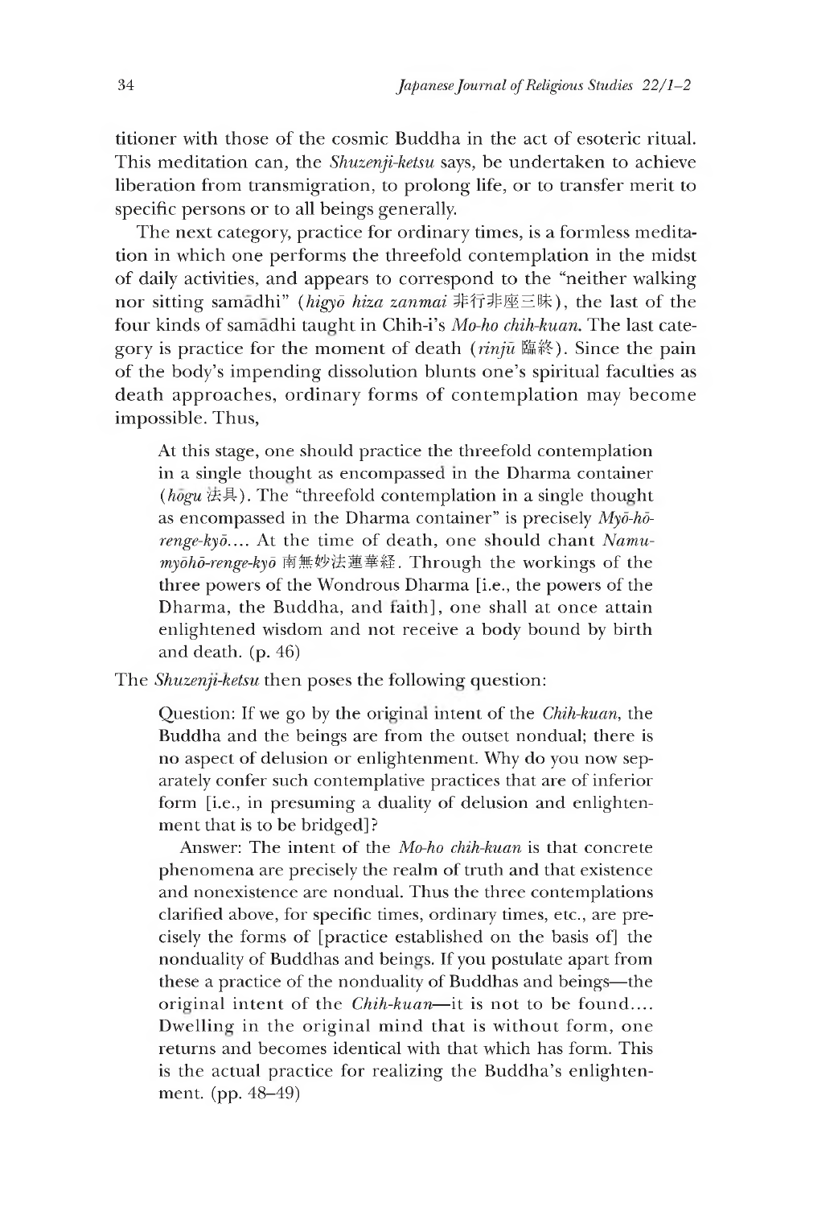titioner with those of the cosmic Buddha in the act of esoteric ritual. This meditation can, the *Shuzenji-ketsu* says, be undertaken to achieve liberation from transmigration, to prolong life, or to transfer merit to specific persons or to all beings generally.

The next category, practice for ordinary times, is a formless meditation in which one performs the threefold contemplation in the midst of daily activities, and appears to correspond to the "neither walking nor sitting samādhi" (*higyō hiza zanmai* 非行非座三昧), the last of the four kinds of samādhi taught in Chih-i's *Mo-ho chih-kuan*. The last category is practice for the moment of death (*rinjū* 臨終). Since the pain of the body's impending dissolution blunts one's spiritual faculties as death approaches, ordinary forms of contemplation may become impossible. Thus,

> At this stage, one should practice the threefold contemplation in a single thought as encompassed in the Dharma container (*hōgu* 法具). The "threefold contemplation in a single thought as encompassed in the Dharma container" is precisely *Myō-hō-renge-kyō*.... At the time of death, one should chant *Namu-myōhō-renge-kyō* 南無妙法蓮華経. Through the workings of the three powers of the Wondrous Dharma [i.e., the powers of the Dharma, the Buddha, and faith], one shall at once attain enlightened wisdom and not receive a body bound by birth and death. (p. 46)

The *Shuzenji-ketsu* then poses the following question:

> Question: If we go by the original intent of the *Chih-kuan*, the Buddha and the beings are from the outset nondual; there is no aspect of delusion or enlightenment. Why do you now separately confer such contemplative practices that are of inferior form [i.e., in presuming a duality of delusion and enlightenment that is to be bridged]?
>
> Answer: The intent of the *Mo-ho chih-kuan* is that concrete phenomena are precisely the realm of truth and that existence and nonexistence are nondual. Thus the three contemplations clarified above, for specific times, ordinary times, etc., are precisely the forms of [practice established on the basis of] the nonduality of Buddhas and beings. If you postulate apart from these a practice of the nonduality of Buddhas and beings—the original intent of the *Chih-kuan*—it is not to be found.... Dwelling in the original mind that is without form, one returns and becomes identical with that which has form. This is the actual practice for realizing the Buddha's enlightenment. (pp. 48–49)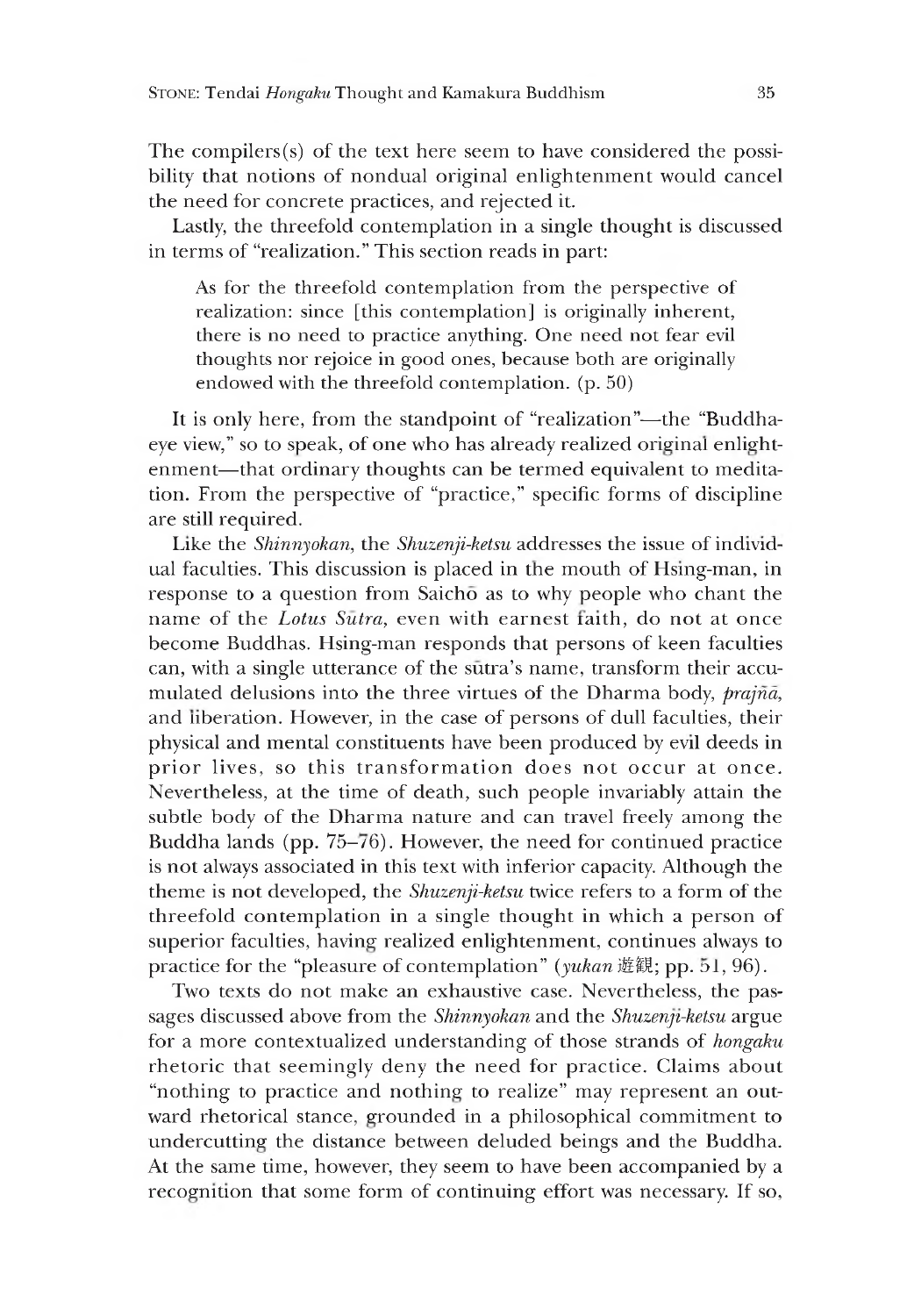The compilers(s) of the text here seem to have considered the possibility that notions of nondual original enlightenment would cancel the need for concrete practices, and rejected it.

Lastly, the threefold contemplation in a single thought is discussed in terms of "realization." This section reads in part:

> As for the threefold contemplation from the perspective of realization: since [this contemplation] is originally inherent, there is no need to practice anything. One need not fear evil thoughts nor rejoice in good ones, because both are originally endowed with the threefold contemplation. (p. 50)

It is only here, from the standpoint of "realization"—the "Buddha-eye view," so to speak, of one who has already realized original enlightenment—that ordinary thoughts can be termed equivalent to meditation. From the perspective of "practice," specific forms of discipline are still required.

Like the *Shinnyokan*, the *Shuzenji-ketsu* addresses the issue of individual faculties. This discussion is placed in the mouth of Hsing-man, in response to a question from Saichō as to why people who chant the name of the *Lotus Sūtra*, even with earnest faith, do not at once become Buddhas. Hsing-man responds that persons of keen faculties can, with a single utterance of the sūtra's name, transform their accumulated delusions into the three virtues of the Dharma body, *prajñā*, and liberation. However, in the case of persons of dull faculties, their physical and mental constituents have been produced by evil deeds in prior lives, so this transformation does not occur at once. Nevertheless, at the time of death, such people invariably attain the subtle body of the Dharma nature and can travel freely among the Buddha lands (pp. 75–76). However, the need for continued practice is not always associated in this text with inferior capacity. Although the theme is not developed, the *Shuzenji-ketsu* twice refers to a form of the threefold contemplation in a single thought in which a person of superior faculties, having realized enlightenment, continues always to practice for the "pleasure of contemplation" (*yukan* 遊観; pp. 51, 96).

Two texts do not make an exhaustive case. Nevertheless, the passages discussed above from the *Shinnyokan* and the *Shuzenji-ketsu* argue for a more contextualized understanding of those strands of *hongaku* rhetoric that seemingly deny the need for practice. Claims about "nothing to practice and nothing to realize" may represent an outward rhetorical stance, grounded in a philosophical commitment to undercutting the distance between deluded beings and the Buddha. At the same time, however, they seem to have been accompanied by a recognition that some form of continuing effort was necessary. If so,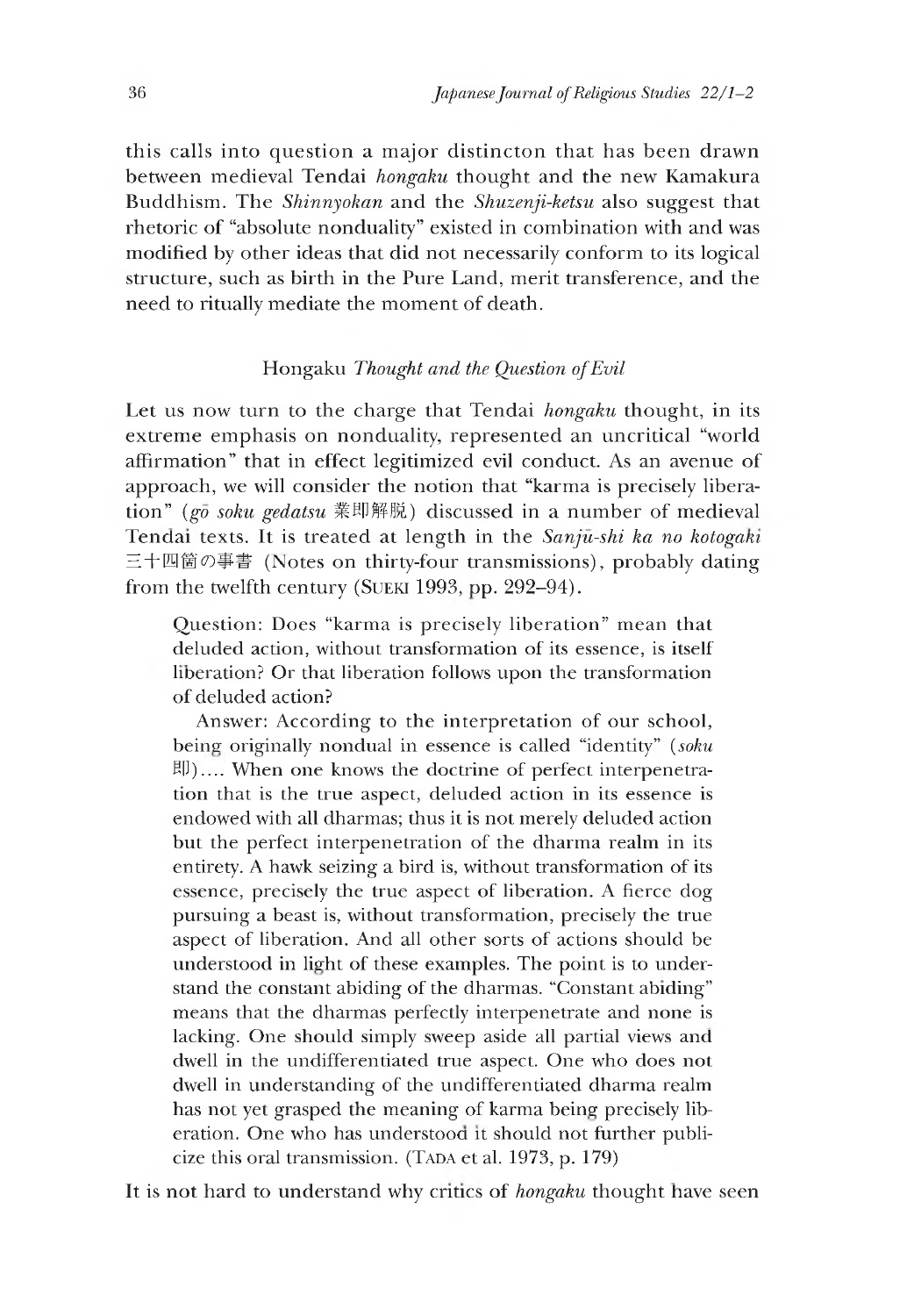this calls into question a major distincton that has been drawn between medieval Tendai *hongaku* thought and the new Kamakura Buddhism. The *Shinnyokan* and the *Shuzenji-ketsu* also suggest that rhetoric of "absolute nonduality" existed in combination with and was modified by other ideas that did not necessarily conform to its logical structure, such as birth in the Pure Land, merit transference, and the need to ritually mediate the moment of death.

## Hongaku *Thought and the Question of Evil*

Let us now turn to the charge that Tendai *hongaku* thought, in its extreme emphasis on nonduality, represented an uncritical "world affirmation" that in effect legitimized evil conduct. As an avenue of approach, we will consider the notion that "karma is precisely liberation" (*gō soku gedatsu* 業即解脱) discussed in a number of medieval Tendai texts. It is treated at length in the *Sanjū-shi ka no kotogaki* 三十四箇の事書 (Notes on thirty-four transmissions), probably dating from the twelfth century (SUEKI 1993, pp. 292–94).

> Question: Does "karma is precisely liberation" mean that deluded action, without transformation of its essence, is itself liberation? Or that liberation follows upon the transformation of deluded action?
>
> Answer: According to the interpretation of our school, being originally nondual in essence is called "identity" (*soku* 即).... When one knows the doctrine of perfect interpenetration that is the true aspect, deluded action in its essence is endowed with all dharmas; thus it is not merely deluded action but the perfect interpenetration of the dharma realm in its entirety. A hawk seizing a bird is, without transformation of its essence, precisely the true aspect of liberation. A fierce dog pursuing a beast is, without transformation, precisely the true aspect of liberation. And all other sorts of actions should be understood in light of these examples. The point is to understand the constant abiding of the dharmas. "Constant abiding" means that the dharmas perfectly interpenetrate and none is lacking. One should simply sweep aside all partial views and dwell in the undifferentiated true aspect. One who does not dwell in understanding of the undifferentiated dharma realm has not yet grasped the meaning of karma being precisely liberation. One who has understood it should not further publicize this oral transmission. (TADA et al. 1973, p. 179)

It is not hard to understand why critics of *hongaku* thought have seen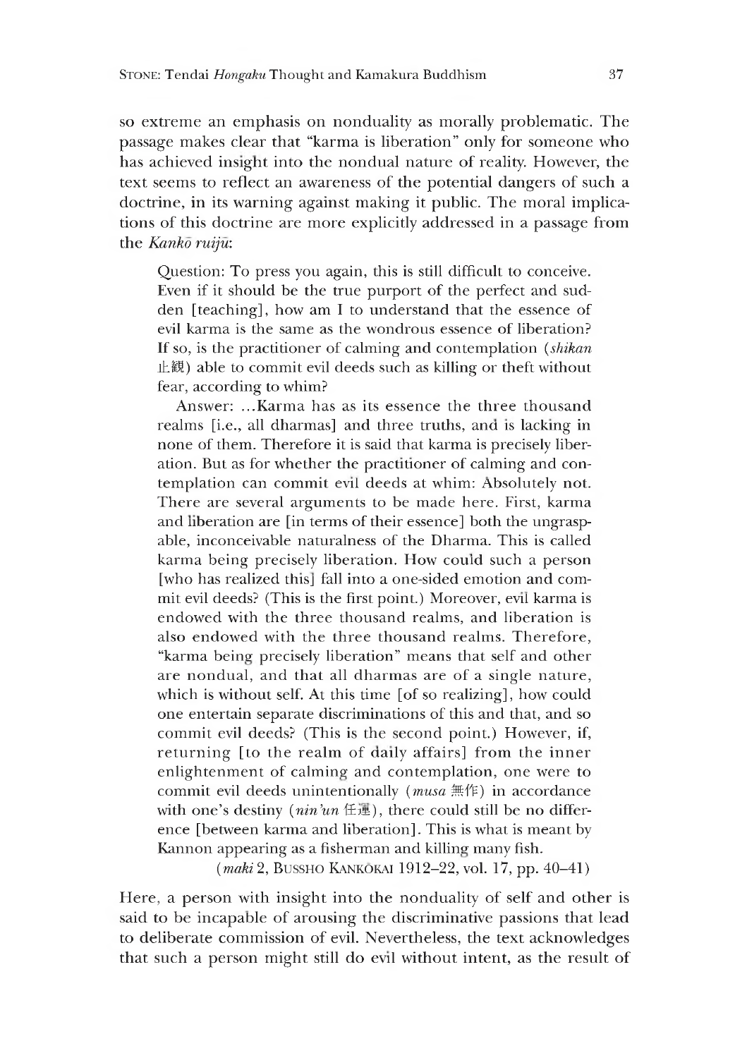so extreme an emphasis on nonduality as morally problematic. The passage makes clear that "karma is liberation" only for someone who has achieved insight into the nondual nature of reality. However, the text seems to reflect an awareness of the potential dangers of such a doctrine, in its warning against making it public. The moral implications of this doctrine are more explicitly addressed in a passage from the *Kankō ruijū*:

> Question: To press you again, this is still difficult to conceive. Even if it should be the true purport of the perfect and sudden [teaching], how am I to understand that the essence of evil karma is the same as the wondrous essence of liberation? If so, is the practitioner of calming and contemplation (*shikan* 止観) able to commit evil deeds such as killing or theft without fear, according to whim?
>
> Answer: ...Karma has as its essence the three thousand realms [i.e., all dharmas] and three truths, and is lacking in none of them. Therefore it is said that karma is precisely liberation. But as for whether the practitioner of calming and contemplation can commit evil deeds at whim: Absolutely not. There are several arguments to be made here. First, karma and liberation are [in terms of their essence] both the ungraspable, inconceivable naturalness of the Dharma. This is called karma being precisely liberation. How could such a person [who has realized this] fall into a one-sided emotion and commit evil deeds? (This is the first point.) Moreover, evil karma is endowed with the three thousand realms, and liberation is also endowed with the three thousand realms. Therefore, "karma being precisely liberation" means that self and other are nondual, and that all dharmas are of a single nature, which is without self. At this time [of so realizing], how could one entertain separate discriminations of this and that, and so commit evil deeds? (This is the second point.) However, if, returning [to the realm of daily affairs] from the inner enlightenment of calming and contemplation, one were to commit evil deeds unintentionally (*musa* 無作) in accordance with one's destiny (*nin'un* 任運), there could still be no difference [between karma and liberation]. This is what is meant by Kannon appearing as a fisherman and killing many fish.
>
> (*maki* 2, Bussho Kankōkai 1912–22, vol. 17, pp. 40–41)

Here, a person with insight into the nonduality of self and other is said to be incapable of arousing the discriminative passions that lead to deliberate commission of evil. Nevertheless, the text acknowledges that such a person might still do evil without intent, as the result of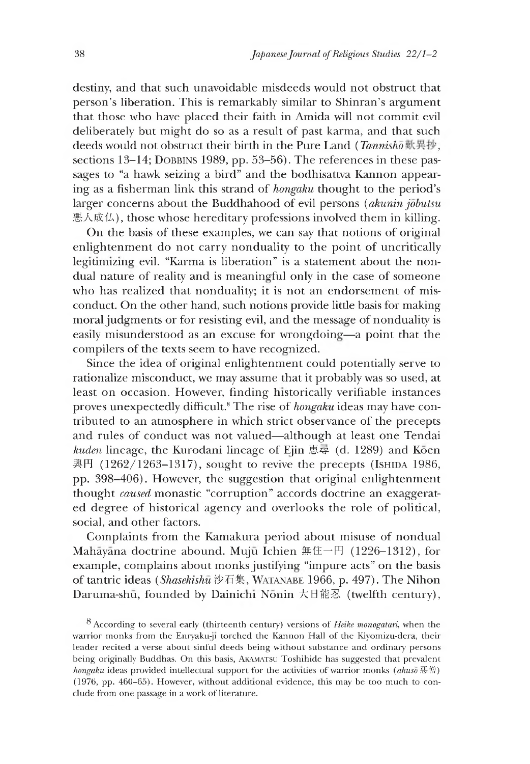destiny, and that such unavoidable misdeeds would not obstruct that person's liberation. This is remarkably similar to Shinran's argument that those who have placed their faith in Amida will not commit evil deliberately but might do so as a result of past karma, and that such deeds would not obstruct their birth in the Pure Land (*Tannishō* 歎異抄, sections 13–14; DOBBINS 1989, pp. 53–56). The references in these passages to "a hawk seizing a bird" and the bodhisattva Kannon appearing as a fisherman link this strand of *hongaku* thought to the period's larger concerns about the Buddhahood of evil persons (*akunin jōbutsu* 悪人成仏), those whose hereditary professions involved them in killing.

On the basis of these examples, we can say that notions of original enlightenment do not carry nonduality to the point of uncritically legitimizing evil. "Karma is liberation" is a statement about the nondual nature of reality and is meaningful only in the case of someone who has realized that nonduality; it is not an endorsement of misconduct. On the other hand, such notions provide little basis for making moral judgments or for resisting evil, and the message of nonduality is easily misunderstood as an excuse for wrongdoing—a point that the compilers of the texts seem to have recognized.

Since the idea of original enlightenment could potentially serve to rationalize misconduct, we may assume that it probably was so used, at least on occasion. However, finding historically verifiable instances proves unexpectedly difficult.[8] The rise of *hongaku* ideas may have contributed to an atmosphere in which strict observance of the precepts and rules of conduct was not valued—although at least one Tendai *kuden* lineage, the Kurodani lineage of Ejin 恵尋 (d. 1289) and Kōen 興円 (1262/1263–1317), sought to revive the precepts (ISHIDA 1986, pp. 398–406). However, the suggestion that original enlightenment thought *caused* monastic "corruption" accords doctrine an exaggerated degree of historical agency and overlooks the role of political, social, and other factors.

Complaints from the Kamakura period about misuse of nondual Mahāyāna doctrine abound. Mujū Ichien 無住一円 (1226–1312), for example, complains about monks justifying "impure acts" on the basis of tantric ideas (*Shasekishū* 沙石集, WATANABE 1966, p. 497). The Nihon Daruma-shū, founded by Dainichi Nōnin 大日能忍 (twelfth century),

[8] According to several early (thirteenth century) versions of *Heike monogatari*, when the warrior monks from the Enryaku-ji torched the Kannon Hall of the Kiyomizu-dera, their leader recited a verse about sinful deeds being without substance and ordinary persons being originally Buddhas. On this basis, AKAMATSU Toshihide has suggested that prevalent *hongaku* ideas provided intellectual support for the activities of warrior monks (*akusō* 悪僧) (1976, pp. 460–65). However, without additional evidence, this may be too much to conclude from one passage in a work of literature.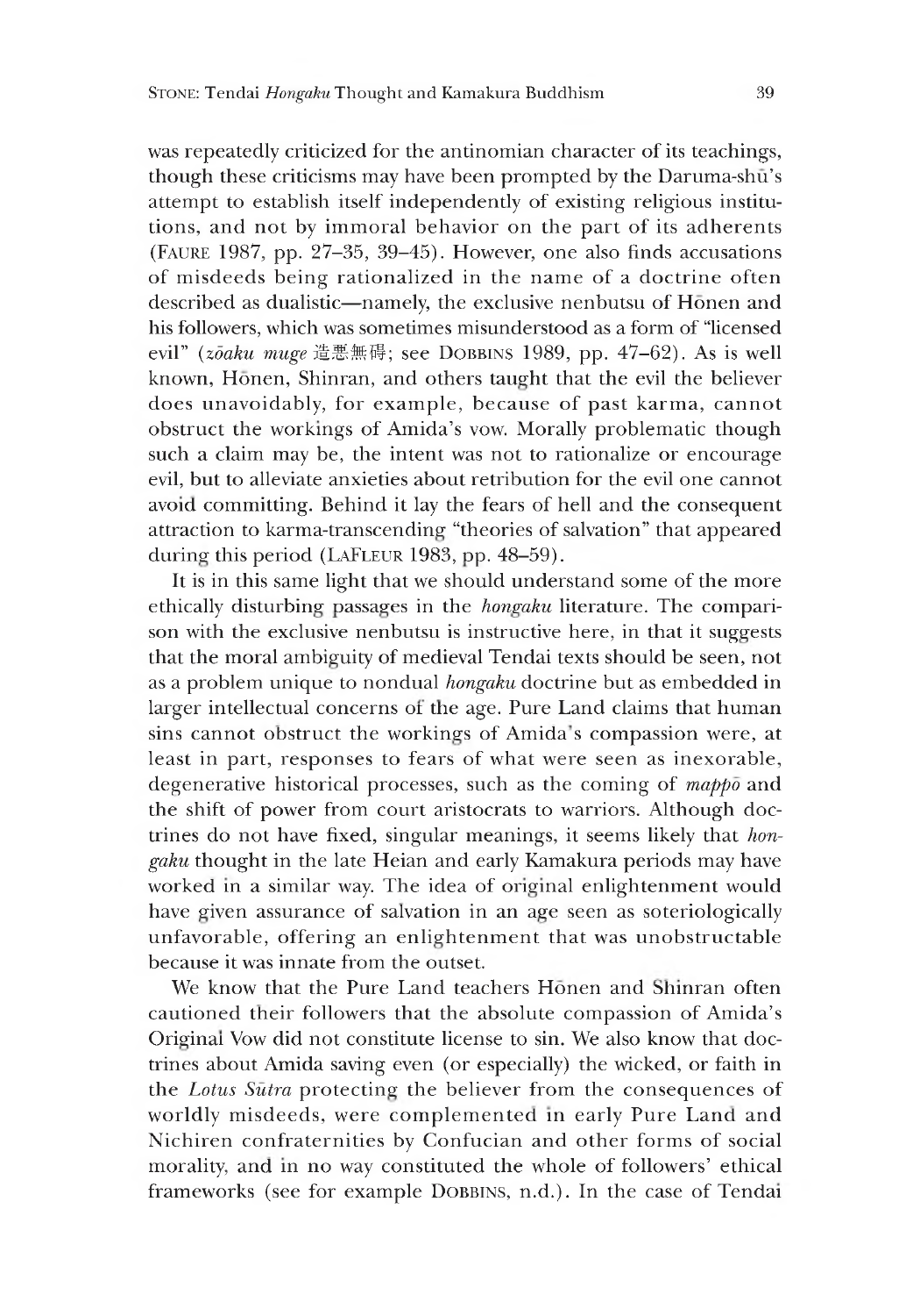was repeatedly criticized for the antinomian character of its teachings, though these criticisms may have been prompted by the Daruma-shū's attempt to establish itself independently of existing religious institutions, and not by immoral behavior on the part of its adherents (Faure 1987, pp. 27–35, 39–45). However, one also finds accusations of misdeeds being rationalized in the name of a doctrine often described as dualistic—namely, the exclusive nenbutsu of Hōnen and his followers, which was sometimes misunderstood as a form of "licensed evil" (*zōaku muge* 造悪無碍; see Dobbins 1989, pp. 47–62). As is well known, Hōnen, Shinran, and others taught that the evil the believer does unavoidably, for example, because of past karma, cannot obstruct the workings of Amida's vow. Morally problematic though such a claim may be, the intent was not to rationalize or encourage evil, but to alleviate anxieties about retribution for the evil one cannot avoid committing. Behind it lay the fears of hell and the consequent attraction to karma-transcending "theories of salvation" that appeared during this period (LaFleur 1983, pp. 48–59).

It is in this same light that we should understand some of the more ethically disturbing passages in the *hongaku* literature. The comparison with the exclusive nenbutsu is instructive here, in that it suggests that the moral ambiguity of medieval Tendai texts should be seen, not as a problem unique to nondual *hongaku* doctrine but as embedded in larger intellectual concerns of the age. Pure Land claims that human sins cannot obstruct the workings of Amida's compassion were, at least in part, responses to fears of what were seen as inexorable, degenerative historical processes, such as the coming of *mappō* and the shift of power from court aristocrats to warriors. Although doctrines do not have fixed, singular meanings, it seems likely that *hongaku* thought in the late Heian and early Kamakura periods may have worked in a similar way. The idea of original enlightenment would have given assurance of salvation in an age seen as soteriologically unfavorable, offering an enlightenment that was unobstructable because it was innate from the outset.

We know that the Pure Land teachers Hōnen and Shinran often cautioned their followers that the absolute compassion of Amida's Original Vow did not constitute license to sin. We also know that doctrines about Amida saving even (or especially) the wicked, or faith in the *Lotus Sūtra* protecting the believer from the consequences of worldly misdeeds, were complemented in early Pure Land and Nichiren confraternities by Confucian and other forms of social morality, and in no way constituted the whole of followers' ethical frameworks (see for example Dobbins, n.d.). In the case of Tendai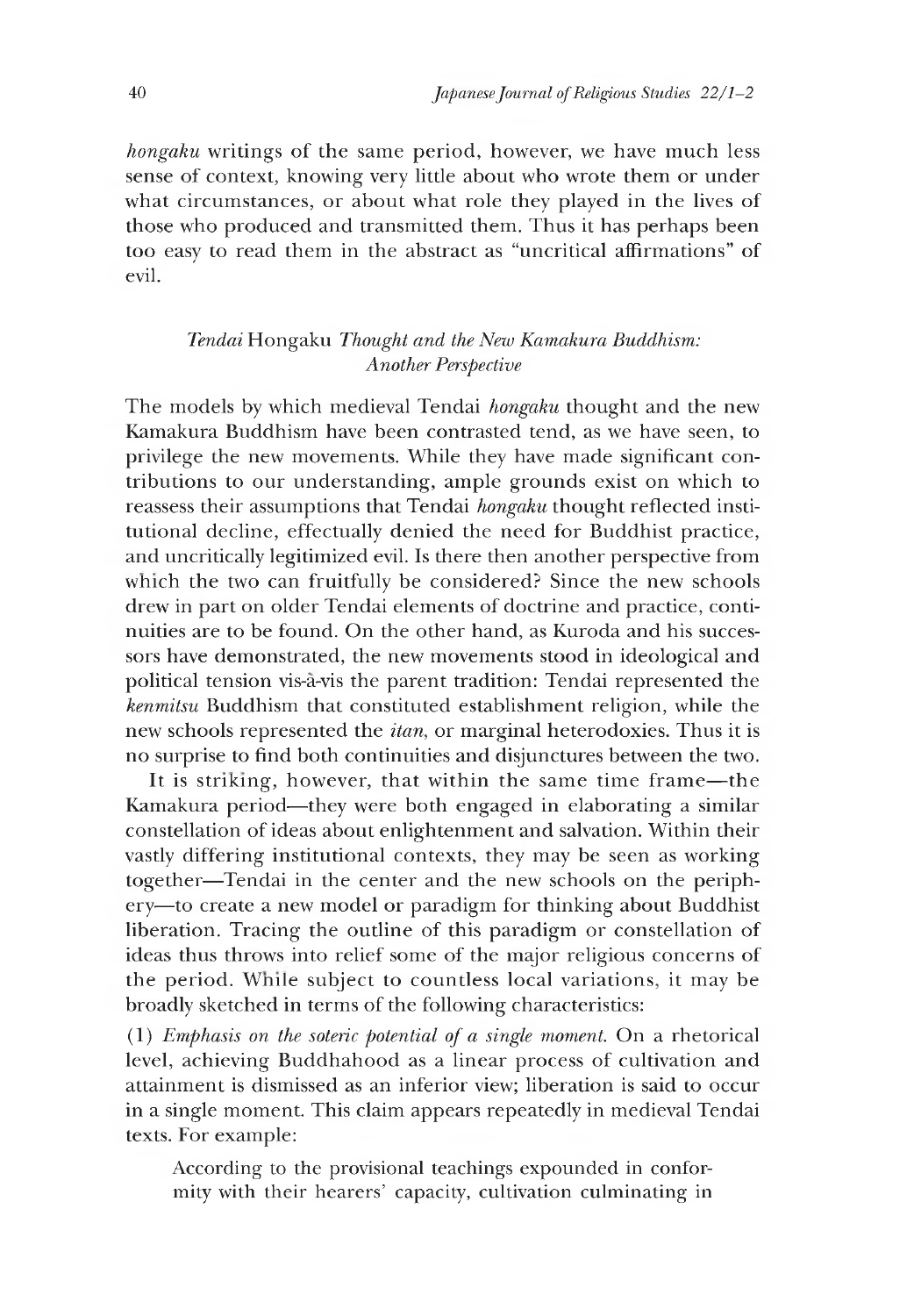*hongaku* writings of the same period, however, we have much less sense of context, knowing very little about who wrote them or under what circumstances, or about what role they played in the lives of those who produced and transmitted them. Thus it has perhaps been too easy to read them in the abstract as "uncritical affirmations" of evil.

## *Tendai* Hongaku *Thought and the New Kamakura Buddhism: Another Perspective*

The models by which medieval Tendai *hongaku* thought and the new Kamakura Buddhism have been contrasted tend, as we have seen, to privilege the new movements. While they have made significant contributions to our understanding, ample grounds exist on which to reassess their assumptions that Tendai *hongaku* thought reflected institutional decline, effectually denied the need for Buddhist practice, and uncritically legitimized evil. Is there then another perspective from which the two can fruitfully be considered? Since the new schools drew in part on older Tendai elements of doctrine and practice, continuities are to be found. On the other hand, as Kuroda and his successors have demonstrated, the new movements stood in ideological and political tension vis-à-vis the parent tradition: Tendai represented the *kenmitsu* Buddhism that constituted establishment religion, while the new schools represented the *itan*, or marginal heterodoxies. Thus it is no surprise to find both continuities and disjunctures between the two.

It is striking, however, that within the same time frame—the Kamakura period—they were both engaged in elaborating a similar constellation of ideas about enlightenment and salvation. Within their vastly differing institutional contexts, they may be seen as working together—Tendai in the center and the new schools on the periphery—to create a new model or paradigm for thinking about Buddhist liberation. Tracing the outline of this paradigm or constellation of ideas thus throws into relief some of the major religious concerns of the period. While subject to countless local variations, it may be broadly sketched in terms of the following characteristics:

(1) *Emphasis on the soteric potential of a single moment.* On a rhetorical level, achieving Buddhahood as a linear process of cultivation and attainment is dismissed as an inferior view; liberation is said to occur in a single moment. This claim appears repeatedly in medieval Tendai texts. For example:

> According to the provisional teachings expounded in conformity with their hearers' capacity, cultivation culminating in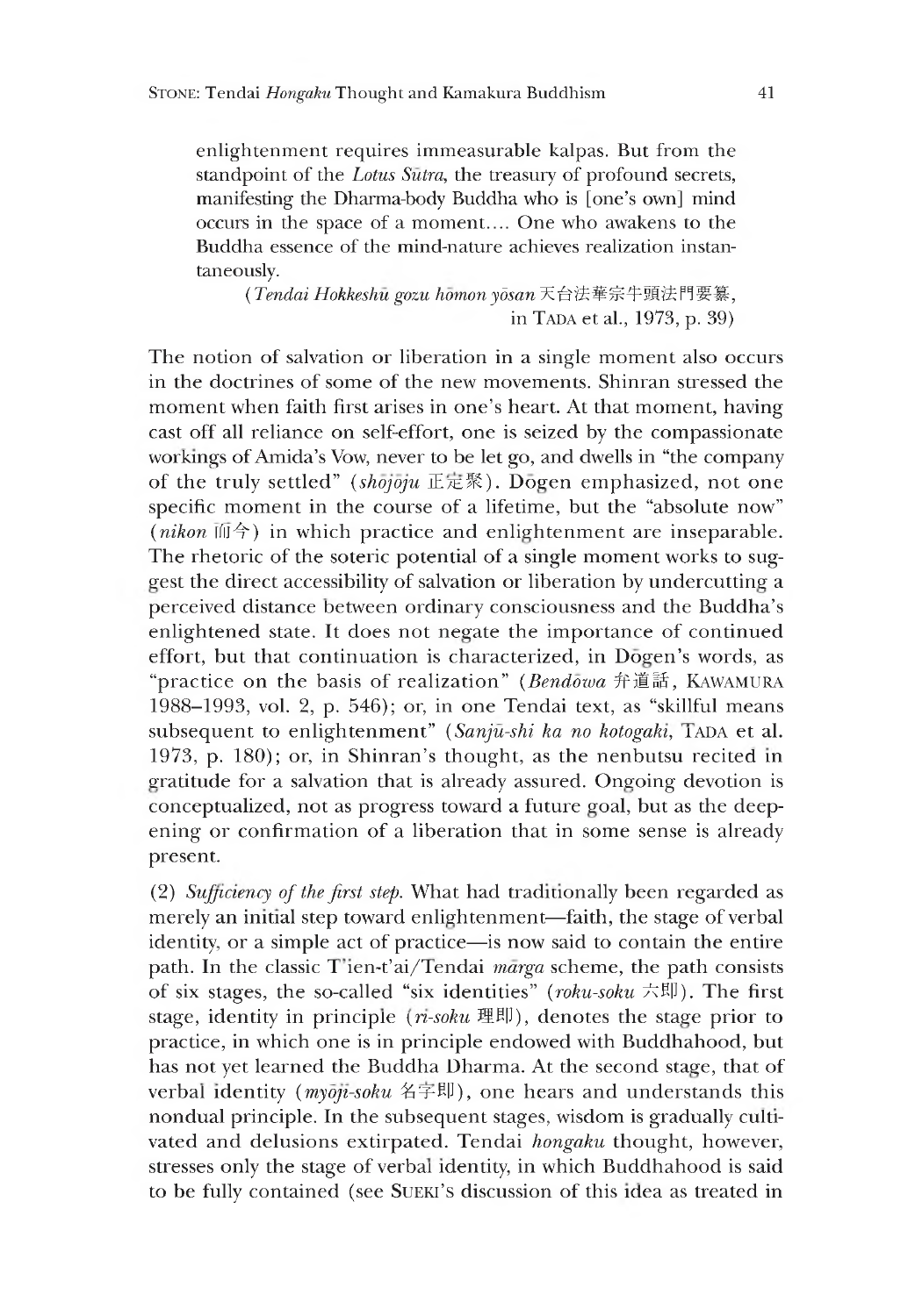enlightenment requires immeasurable kalpas. But from the standpoint of the *Lotus Sūtra*, the treasury of profound secrets, manifesting the Dharma-body Buddha who is [one's own] mind occurs in the space of a moment.... One who awakens to the Buddha essence of the mind-nature achieves realization instantaneously.

> (*Tendai Hokkeshū gozu hōmon yōsan* 天台法華宗牛頭法門要纂, in TADA et al., 1973, p. 39)

The notion of salvation or liberation in a single moment also occurs in the doctrines of some of the new movements. Shinran stressed the moment when faith first arises in one's heart. At that moment, having cast off all reliance on self-effort, one is seized by the compassionate workings of Amida's Vow, never to be let go, and dwells in "the company of the truly settled" (*shōjōju* 正定聚). Dōgen emphasized, not one specific moment in the course of a lifetime, but the "absolute now" (*nikon* 而今) in which practice and enlightenment are inseparable. The rhetoric of the soteric potential of a single moment works to suggest the direct accessibility of salvation or liberation by undercutting a perceived distance between ordinary consciousness and the Buddha's enlightened state. It does not negate the importance of continued effort, but that continuation is characterized, in Dōgen's words, as "practice on the basis of realization" (*Bendōwa* 弁道話, KAWAMURA 1988–1993, vol. 2, p. 546); or, in one Tendai text, as "skillful means subsequent to enlightenment" (*Sanjū-shi ka no kotogaki*, TADA et al. 1973, p. 180); or, in Shinran's thought, as the nenbutsu recited in gratitude for a salvation that is already assured. Ongoing devotion is conceptualized, not as progress toward a future goal, but as the deepening or confirmation of a liberation that in some sense is already present.

(2) *Sufficiency of the first step.* What had traditionally been regarded as merely an initial step toward enlightenment—faith, the stage of verbal identity, or a simple act of practice—is now said to contain the entire path. In the classic T'ien-t'ai/Tendai *mārga* scheme, the path consists of six stages, the so-called "six identities" (*roku-soku* 六即). The first stage, identity in principle (*ri-soku* 理即), denotes the stage prior to practice, in which one is in principle endowed with Buddhahood, but has not yet learned the Buddha Dharma. At the second stage, that of verbal identity (*myōji-soku* 名字即), one hears and understands this nondual principle. In the subsequent stages, wisdom is gradually cultivated and delusions extirpated. Tendai *hongaku* thought, however, stresses only the stage of verbal identity, in which Buddhahood is said to be fully contained (see SUEKI's discussion of this idea as treated in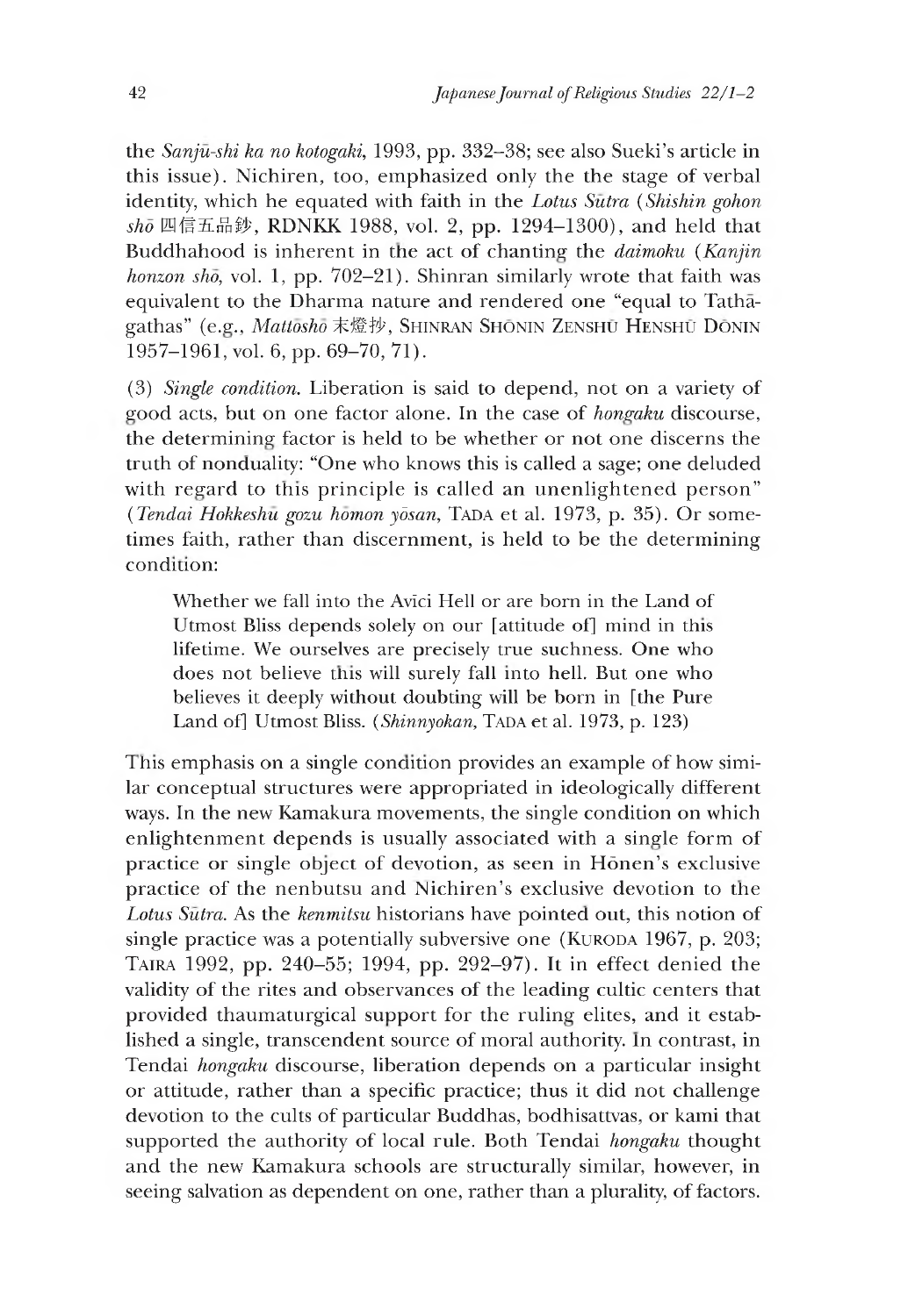the *Sanjū-shi ka no kotogaki*, 1993, pp. 332–38; see also Sueki's article in this issue). Nichiren, too, emphasized only the the stage of verbal identity, which he equated with faith in the *Lotus Sūtra* (*Shishin gohon shō* 四信五品鈔, RDNKK 1988, vol. 2, pp. 1294–1300), and held that Buddhahood is inherent in the act of chanting the *daimoku* (*Kanjin honzon shō*, vol. 1, pp. 702–21). Shinran similarly wrote that faith was equivalent to the Dharma nature and rendered one "equal to Tathāgathas" (e.g., *Mattōshō* 末燈抄, SHINRAN SHŌNIN ZENSHŪ HENSHŪ DŌNIN 1957–1961, vol. 6, pp. 69–70, 71).

(3) *Single condition.* Liberation is said to depend, not on a variety of good acts, but on one factor alone. In the case of *hongaku* discourse, the determining factor is held to be whether or not one discerns the truth of nonduality: "One who knows this is called a sage; one deluded with regard to this principle is called an unenlightened person" (*Tendai Hokkeshū gozu hōmon yōsan*, TADA et al. 1973, p. 35). Or sometimes faith, rather than discernment, is held to be the determining condition:

> Whether we fall into the Avīci Hell or are born in the Land of Utmost Bliss depends solely on our [attitude of] mind in this lifetime. We ourselves are precisely true suchness. One who does not believe this will surely fall into hell. But one who believes it deeply without doubting will be born in [the Pure Land of] Utmost Bliss. (*Shinnyokan*, TADA et al. 1973, p. 123)

This emphasis on a single condition provides an example of how similar conceptual structures were appropriated in ideologically different ways. In the new Kamakura movements, the single condition on which enlightenment depends is usually associated with a single form of practice or single object of devotion, as seen in Hōnen's exclusive practice of the nenbutsu and Nichiren's exclusive devotion to the *Lotus Sūtra*. As the *kenmitsu* historians have pointed out, this notion of single practice was a potentially subversive one (KURODA 1967, p. 203; TAIRA 1992, pp. 240–55; 1994, pp. 292–97). It in effect denied the validity of the rites and observances of the leading cultic centers that provided thaumaturgical support for the ruling elites, and it established a single, transcendent source of moral authority. In contrast, in Tendai *hongaku* discourse, liberation depends on a particular insight or attitude, rather than a specific practice; thus it did not challenge devotion to the cults of particular Buddhas, bodhisattvas, or kami that supported the authority of local rule. Both Tendai *hongaku* thought and the new Kamakura schools are structurally similar, however, in seeing salvation as dependent on one, rather than a plurality, of factors.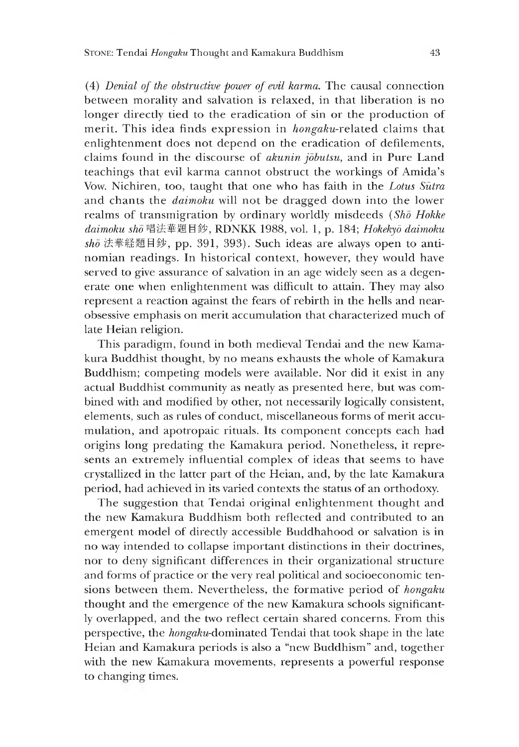(4) *Denial of the obstructive power of evil karma.* The causal connection between morality and salvation is relaxed, in that liberation is no longer directly tied to the eradication of sin or the production of merit. This idea finds expression in *hongaku*-related claims that enlightenment does not depend on the eradication of defilements, claims found in the discourse of *akunin jōbutsu*, and in Pure Land teachings that evil karma cannot obstruct the workings of Amida's Vow. Nichiren, too, taught that one who has faith in the *Lotus Sūtra* and chants the *daimoku* will not be dragged down into the lower realms of transmigration by ordinary worldly misdeeds (*Shō Hokke daimoku shō* 唱法華題目鈔, RDNKK 1988, vol. 1, p. 184; *Hokekyō daimoku shō* 法華経題目鈔, pp. 391, 393). Such ideas are always open to antinomian readings. In historical context, however, they would have served to give assurance of salvation in an age widely seen as a degenerate one when enlightenment was difficult to attain. They may also represent a reaction against the fears of rebirth in the hells and near-obsessive emphasis on merit accumulation that characterized much of late Heian religion.

This paradigm, found in both medieval Tendai and the new Kamakura Buddhist thought, by no means exhausts the whole of Kamakura Buddhism; competing models were available. Nor did it exist in any actual Buddhist community as neatly as presented here, but was combined with and modified by other, not necessarily logically consistent, elements, such as rules of conduct, miscellaneous forms of merit accumulation, and apotropaic rituals. Its component concepts each had origins long predating the Kamakura period. Nonetheless, it represents an extremely influential complex of ideas that seems to have crystallized in the latter part of the Heian, and, by the late Kamakura period, had achieved in its varied contexts the status of an orthodoxy.

The suggestion that Tendai original enlightenment thought and the new Kamakura Buddhism both reflected and contributed to an emergent model of directly accessible Buddhahood or salvation is in no way intended to collapse important distinctions in their doctrines, nor to deny significant differences in their organizational structure and forms of practice or the very real political and socioeconomic tensions between them. Nevertheless, the formative period of *hongaku* thought and the emergence of the new Kamakura schools significantly overlapped, and the two reflect certain shared concerns. From this perspective, the *hongaku*-dominated Tendai that took shape in the late Heian and Kamakura periods is also a "new Buddhism" and, together with the new Kamakura movements, represents a powerful response to changing times.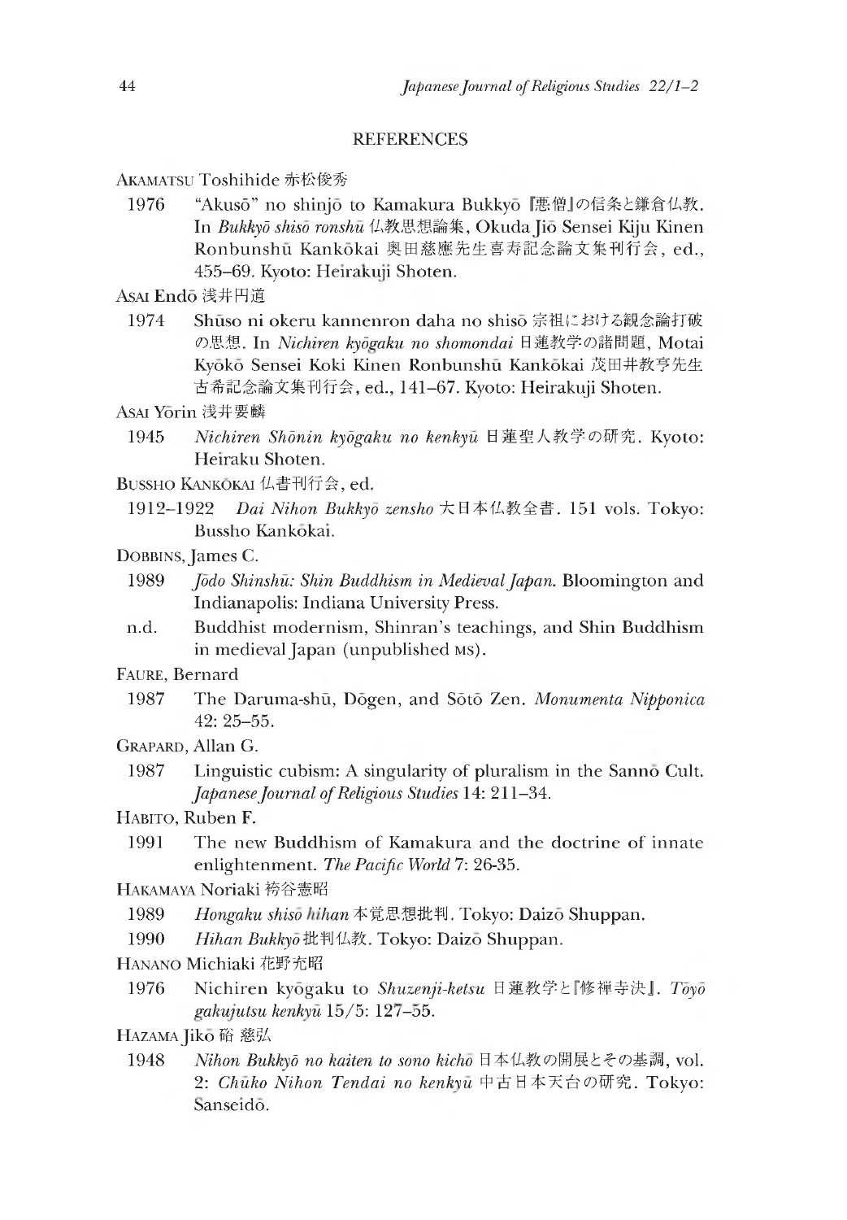## REFERENCES

AKAMATSU Toshihide 赤松俊秀

1976 "Akusō" no shinjō to Kamakura Bukkyō 『悪僧』の信条と鎌倉仏教. In *Bukkyō shisō ronshū* 仏教思想論集, Okuda Jiō Sensei Kiju Kinen Ronbunshū Kankōkai 奥田慈應先生喜寿記念論文集刊行会, ed., 455–69. Kyoto: Heirakuji Shoten.

ASAI Endō 浅井円道

1974 Shūso ni okeru kannenron daha no shisō 宗祖における観念論打破の思想. In *Nichiren kyōgaku no shomondai* 日蓮教学の諸問題, Motai Kyōkō Sensei Koki Kinen Ronbunshū Kankōkai 茂田井教亨先生古希記念論文集刊行会, ed., 141–67. Kyoto: Heirakuji Shoten.

ASAI Yōrin 浅井要麟

1945 *Nichiren Shōnin kyōgaku no kenkyū* 日蓮聖人教学の研究. Kyoto: Heiraku Shoten.

BUSSHO KANKŌKAI 仏書刊行会, ed.

1912–1922 *Dai Nihon Bukkyō zensho* 大日本仏教全書. 151 vols. Tokyo: Bussho Kankōkai.

DOBBINS, James C.

1989 *Jōdo Shinshū: Shin Buddhism in Medieval Japan*. Bloomington and Indianapolis: Indiana University Press.

n.d. Buddhist modernism, Shinran's teachings, and Shin Buddhism in medieval Japan (unpublished MS).

FAURE, Bernard

1987 The Daruma-shū, Dōgen, and Sōtō Zen. *Monumenta Nipponica* 42: 25–55.

GRAPARD, Allan G.

1987 Linguistic cubism: A singularity of pluralism in the Sannō Cult. *Japanese Journal of Religious Studies* 14: 211–34.

HABITO, Ruben F.

1991 The new Buddhism of Kamakura and the doctrine of innate enlightenment. *The Pacific World* 7: 26-35.

HAKAMAYA Noriaki 袴谷憲昭

1989 *Hongaku shisō hihan* 本覚思想批判. Tokyo: Daizō Shuppan.

1990 *Hihan Bukkyō* 批判仏教. Tokyo: Daizō Shuppan.

HANANO Michiaki 花野充昭

1976 Nichiren kyōgaku to *Shuzenji-ketsu* 日蓮教学と『修禅寺決』. *Tōyō gakujutsu kenkyū* 15/5: 127–55.

HAZAMA Jikō 硲 慈弘

1948 *Nihon Bukkyō no kaiten to sono kichō* 日本仏教の開展とその基調, vol. 2: *Chūko Nihon Tendai no kenkyū* 中古日本天台の研究. Tokyo: Sanseidō.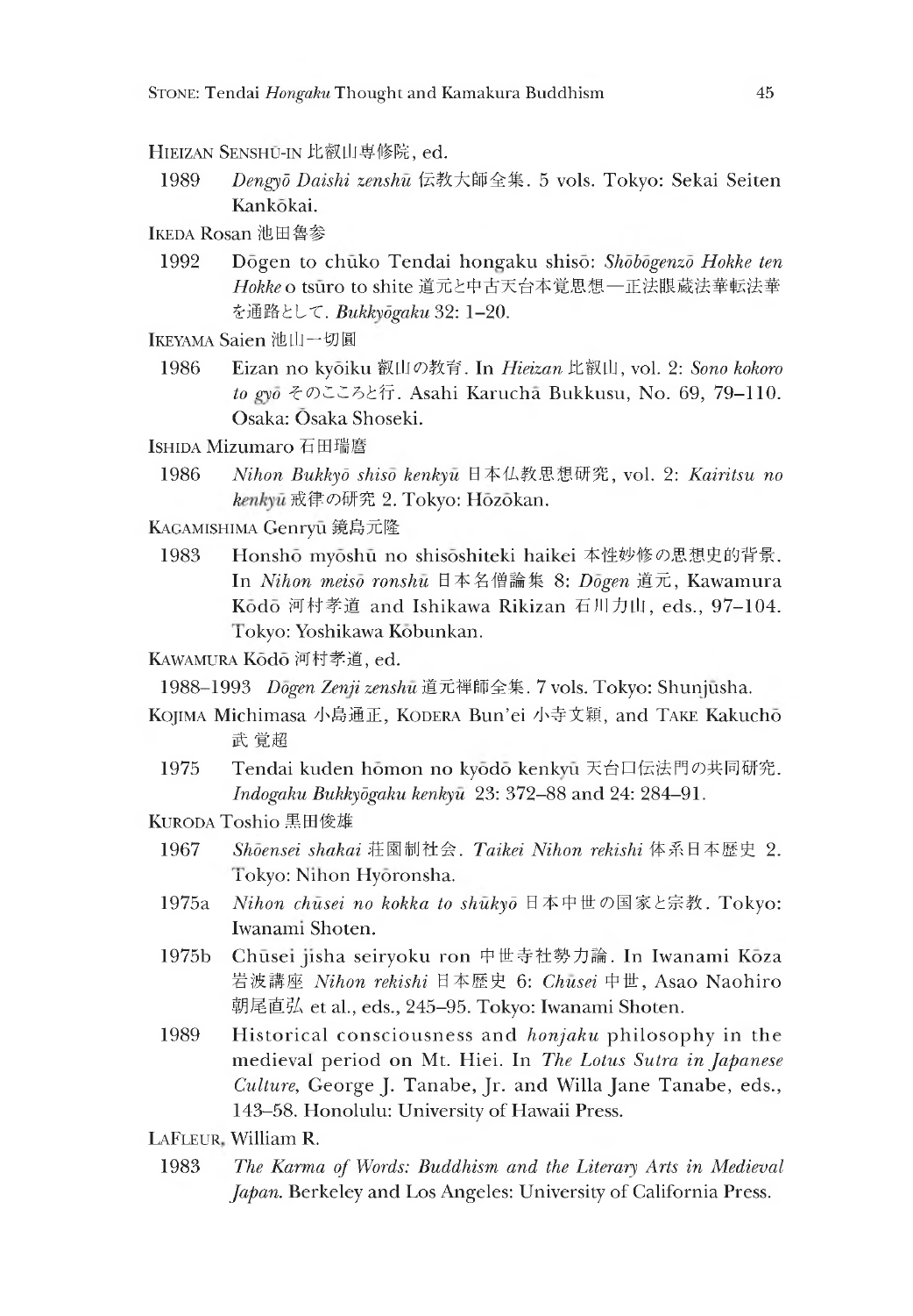HIEIZAN SENSHŪ-IN 比叡山専修院, ed.

1989 *Dengyō Daishi zenshū* 伝教大師全集. 5 vols. Tokyo: Sekai Seiten Kankōkai.

IKEDA Rosan 池田魯参

1992 Dōgen to chūko Tendai hongaku shisō: *Shōbōgenzō Hokke ten Hokke* o tsūro to shite 道元と中古天台本覚思想—正法眼蔵法華転法華を通路として. *Bukkyōgaku* 32: 1–20.

IKEYAMA Saien 池山一切圓

1986 Eizan no kyōiku 叡山の教育. In *Hieizan* 比叡山, vol. 2: *Sono kokoro to gyō* そのこころと行. Asahi Karuchā Bukkusu, No. 69, 79–110. Osaka: Ōsaka Shoseki.

ISHIDA Mizumaro 石田瑞麿

1986 *Nihon Bukkyō shisō kenkyū* 日本仏教思想研究, vol. 2: *Kairitsu no kenkyū* 戒律の研究 2. Tokyo: Hōzōkan.

KAGAMISHIMA Genryū 鏡島元隆

1983 Honshō myōshū no shisōshiteki haikei 本性妙修の思想史的背景. In *Nihon meisō ronshū* 日本名僧論集 8: *Dōgen* 道元, Kawamura Kōdō 河村孝道 and Ishikawa Rikizan 石川力山, eds., 97–104. Tokyo: Yoshikawa Kōbunkan.

KAWAMURA Kōdō 河村孝道, ed.

1988–1993 *Dōgen Zenji zenshū* 道元禅師全集. 7 vols. Tokyo: Shunjūsha.

KOJIMA Michimasa 小島通正, KODERA Bun'ei 小寺文穎, and TAKE Kakuchō 武 覚超

1975 Tendai kuden hōmon no kyōdō kenkyū 天台口伝法門の共同研究. *Indogaku Bukkyōgaku kenkyū* 23: 372–88 and 24: 284–91.

KURODA Toshio 黒田俊雄

1967 *Shōensei shakai* 荘園制社会. *Taikei Nihon rekishi* 体系日本歴史 2. Tokyo: Nihon Hyōronsha.

1975a *Nihon chūsei no kokka to shūkyō* 日本中世の国家と宗教. Tokyo: Iwanami Shoten.

1975b Chūsei jisha seiryoku ron 中世寺社勢力論. In Iwanami Kōza 岩波講座 *Nihon rekishi* 日本歴史 6: *Chūsei* 中世, Asao Naohiro 朝尾直弘 et al., eds., 245–95. Tokyo: Iwanami Shoten.

1989 Historical consciousness and *honjaku* philosophy in the medieval period on Mt. Hiei. In *The Lotus Sutra in Japanese Culture*, George J. Tanabe, Jr. and Willa Jane Tanabe, eds., 143–58. Honolulu: University of Hawaii Press.

LAFLEUR, William R.

1983 *The Karma of Words: Buddhism and the Literary Arts in Medieval Japan.* Berkeley and Los Angeles: University of California Press.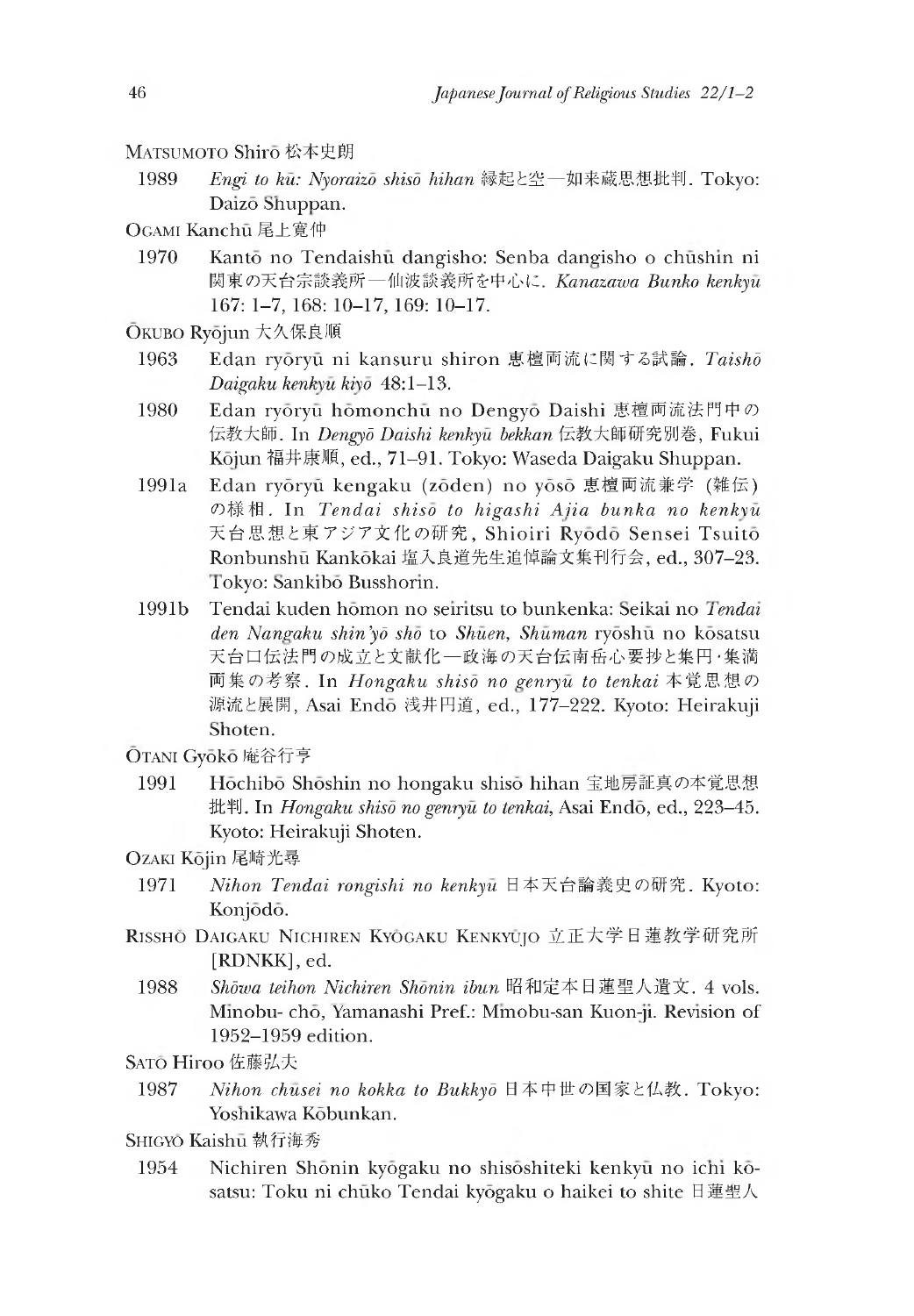MATSUMOTO Shirō 松本史朗

1989 *Engi to kū: Nyoraizō shisō hihan* 縁起と空—如来蔵思想批判. Tokyo: Daizō Shuppan.

OGAMI Kanchū 尾上寛仲

1970 Kantō no Tendaishū dangisho: Senba dangisho o chūshin ni 関東の天台宗談義所—仙波談義所を中心に. *Kanazawa Bunko kenkyū* 167: 1–7, 168: 10–17, 169: 10–17.

ŌKUBO Ryōjun 大久保良順

1963 Edan ryōryū ni kansuru shiron 恵檀両流に関する試論. *Taishō Daigaku kenkyū kiyō* 48:1–13.

1980 Edan ryōryū hōmonchū no Dengyō Daishi 恵檀両流法門中の伝教大師. In *Dengyō Daishi kenkyū bekkan* 伝教大師研究別巻, Fukui Kōjun 福井康順, ed., 71–91. Tokyo: Waseda Daigaku Shuppan.

1991a Edan ryōryū kengaku (zōden) no yōsō 恵檀両流兼学 (雑伝) の様相. In *Tendai shisō to higashi Ajia bunka no kenkyū* 天台思想と東アジア文化の研究, Shioiri Ryōdō Sensei Tsuitō Ronbunshū Kankōkai 塩入良道先生追悼論文集刊行会, ed., 307–23. Tokyo: Sankibō Busshorin.

1991b Tendai kuden hōmon no seiritsu to bunkenka: Seikai no *Tendai den Nangaku shin'yō shō* to *Shūen, Shūman* ryōshū no kōsatsu 天台口伝法門の成立と文献化—政海の天台伝南岳心要抄と集円·集満両集の考察. In *Hongaku shisō no genryū to tenkai* 本覚思想の源流と展開, Asai Endō 浅井円道, ed., 177–222. Kyoto: Heirakuji Shoten.

ŌTANI Gyōkō 庵谷行亨

1991 Hōchibō Shōshin no hongaku shisō hihan 宝地房証真の本覚思想批判. In *Hongaku shisō no genryū to tenkai*, Asai Endō, ed., 223–45. Kyoto: Heirakuji Shoten.

OZAKI Kōjin 尾崎光尋

1971 *Nihon Tendai rongishi no kenkyū* 日本天台論義史の研究. Kyoto: Konjōdō.

RISSHŌ DAIGAKU NICHIREN KYŌGAKU KENKYŪJO 立正大学日蓮教学研究所 [RDNKK], ed.

1988 *Shōwa teihon Nichiren Shōnin ibun* 昭和定本日蓮聖人遺文. 4 vols. Minobu- chō, Yamanashi Pref.: Minobu-san Kuon-ji. Revision of 1952–1959 edition.

SATŌ Hiroo 佐藤弘夫

1987 *Nihon chūsei no kokka to Bukkyō* 日本中世の国家と仏教. Tokyo: Yoshikawa Kōbunkan.

SHIGYŌ Kaishū 執行海秀

1954 Nichiren Shōnin kyōgaku no shisōshiteki kenkyū no ichi kōsatsu: Toku ni chūko Tendai kyōgaku o haikei to shite 日蓮聖人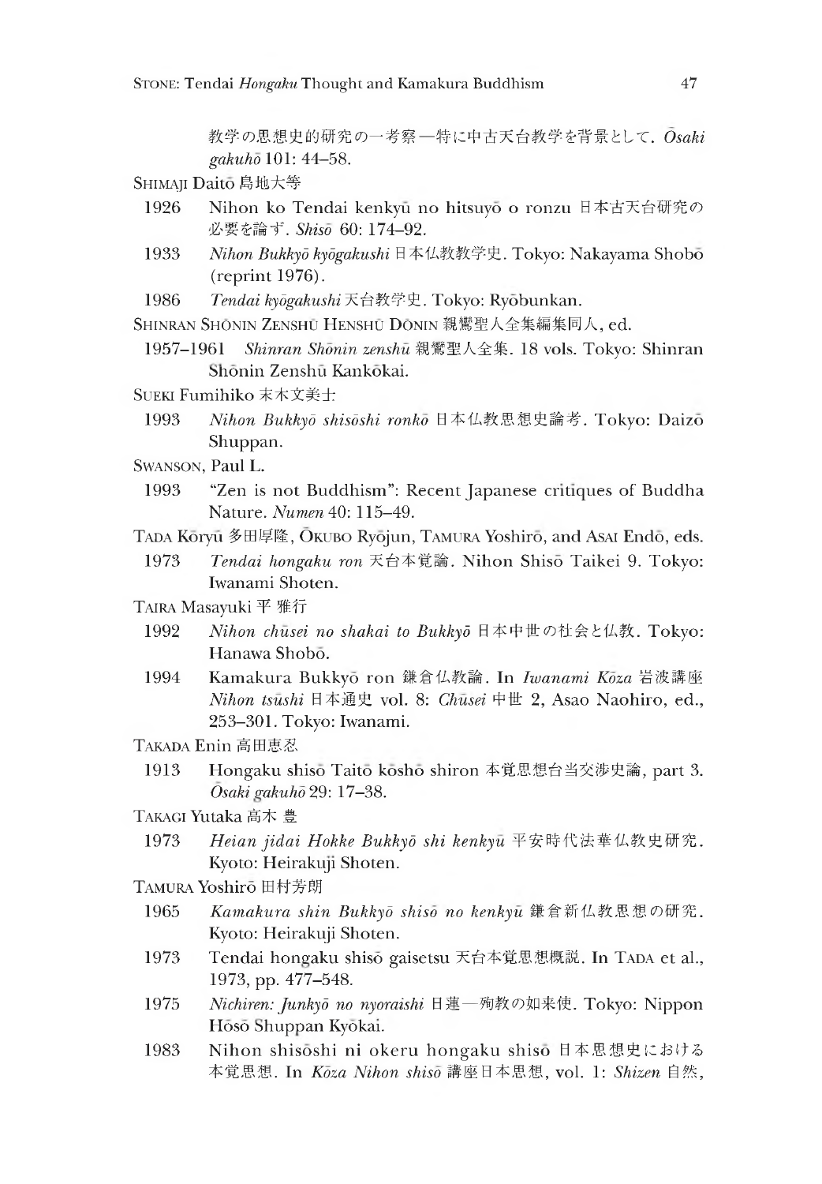教学の思想史的研究の一考察—特に中古天台教学を背景として. *Ōsaki gakuhō* 101: 44–58.

SHIMAJI Daitō 島地大等

1926 Nihon ko Tendai kenkyū no hitsuyō o ronzu 日本古天台研究の必要を論ず. *Shisō* 60: 174–92.

1933 *Nihon Bukkyō kyōgakushi* 日本仏教教学史. Tokyo: Nakayama Shobō (reprint 1976).

1986 *Tendai kyōgakushi* 天台教学史. Tokyo: Ryōbunkan.

SHINRAN SHŌNIN ZENSHŪ HENSHŪ DŌNIN 親鸞聖人全集編集同人, ed.

1957–1961 *Shinran Shōnin zenshū* 親鸞聖人全集. 18 vols. Tokyo: Shinran Shōnin Zenshū Kankōkai.

SUEKI Fumihiko 末木文美士

1993 *Nihon Bukkyō shisōshi ronkō* 日本仏教思想史論考. Tokyo: Daizō Shuppan.

SWANSON, Paul L.

1993 "Zen is not Buddhism": Recent Japanese critiques of Buddha Nature. *Numen* 40: 115–49.

TADA Kōryū 多田厚隆, ŌKUBO Ryōjun, TAMURA Yoshirō, and ASAI Endō, eds.

1973 *Tendai hongaku ron* 天台本覚論. Nihon Shisō Taikei 9. Tokyo: Iwanami Shoten.

TAIRA Masayuki 平 雅行

1992 *Nihon chūsei no shakai to Bukkyō* 日本中世の社会と仏教. Tokyo: Hanawa Shobō.

1994 Kamakura Bukkyō ron 鎌倉仏教論. In *Iwanami Kōza* 岩波講座 *Nihon tsūshi* 日本通史 vol. 8: *Chūsei* 中世 2, Asao Naohiro, ed., 253–301. Tokyo: Iwanami.

TAKADA Enin 高田恵忍

1913 Hongaku shisō Taitō kōshō shiron 本覚思想台当交渉史論, part 3. *Ōsaki gakuhō* 29: 17–38.

TAKAGI Yutaka 高木 豊

1973 *Heian jidai Hokke Bukkyō shi kenkyū* 平安時代法華仏教史研究. Kyoto: Heirakuji Shoten.

TAMURA Yoshirō 田村芳朗

1965 *Kamakura shin Bukkyō shisō no kenkyū* 鎌倉新仏教思想の研究. Kyoto: Heirakuji Shoten.

1973 Tendai hongaku shisō gaisetsu 天台本覚思想概説. In TADA et al., 1973, pp. 477–548.

1975 *Nichiren: Junkyō no nyoraishi* 日蓮—殉教の如来使. Tokyo: Nippon Hōsō Shuppan Kyōkai.

1983 Nihon shisōshi ni okeru hongaku shisō 日本思想史における本覚思想. In *Kōza Nihon shisō* 講座日本思想, vol. 1: *Shizen* 自然,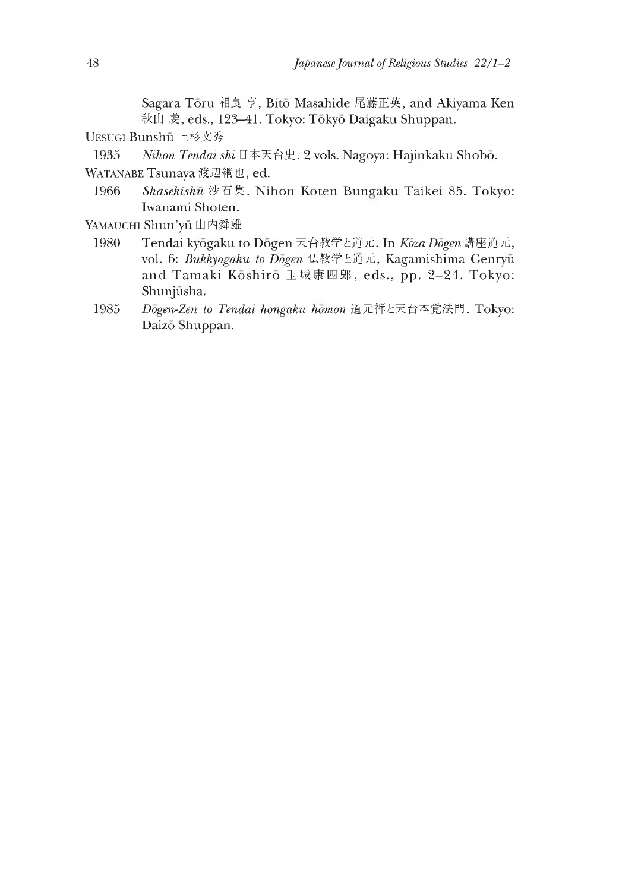Sagara Tōru 相良 亨, Bitō Masahide 尾藤正英, and Akiyama Ken 秋山 虔, eds., 123–41. Tokyo: Tōkyō Daigaku Shuppan.

UESUGI Bunshū 上杉文秀

1935 *Nihon Tendai shi* 日本天台史. 2 vols. Nagoya: Hajinkaku Shobō.

WATANABE Tsunaya 渡辺綱也, ed.

1966 *Shasekishū* 沙石集. Nihon Koten Bungaku Taikei 85. Tokyo: Iwanami Shoten.

YAMAUCHI Shun'yū 山内舜雄

1980 Tendai kyōgaku to Dōgen 天台教学と道元. In *Kōza Dōgen* 講座道元, vol. 6: *Bukkyōgaku to Dōgen* 仏教学と道元, Kagamishima Genryū and Tamaki Kōshirō 玉城康四郎, eds., pp. 2–24. Tokyo: Shunjūsha.

1985 *Dōgen-Zen to Tendai hongaku hōmon* 道元禅と天台本覚法門. Tokyo: Daizō Shuppan.